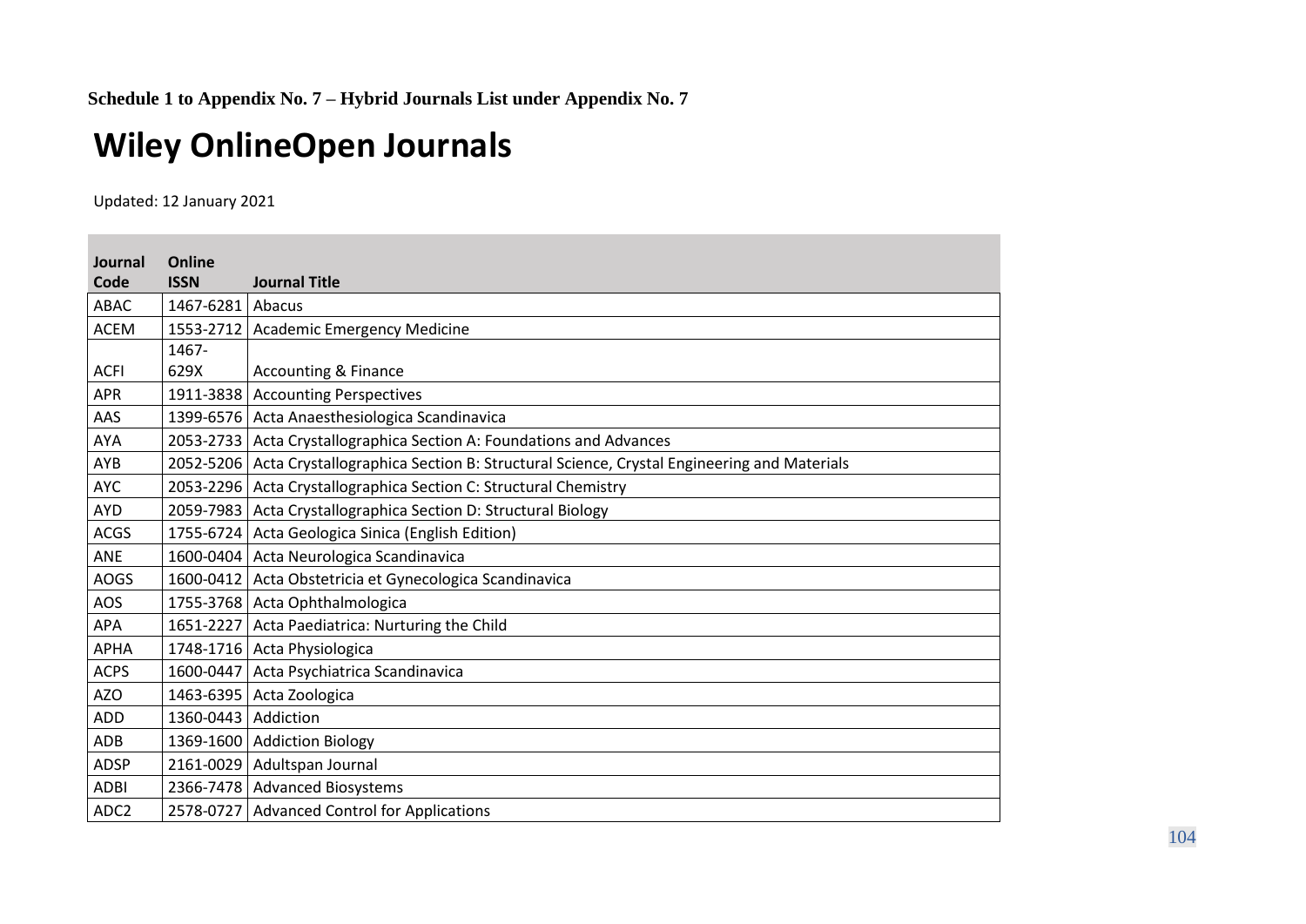**Schedule 1 to Appendix No. 7 – Hybrid Journals List under Appendix No. 7**

# Wiley OnlineOpen Journals

Updated: 12 January 2021

| Journal Code | Online ISSN | Journal Title |
|---|---|---|
| ABAC | 1467-6281 | Abacus |
| ACEM | 1553-2712 | Academic Emergency Medicine |
| ACFI | 1467-629X | Accounting & Finance |
| APR | 1911-3838 | Accounting Perspectives |
| AAS | 1399-6576 | Acta Anaesthesiologica Scandinavica |
| AYA | 2053-2733 | Acta Crystallographica Section A: Foundations and Advances |
| AYB | 2052-5206 | Acta Crystallographica Section B: Structural Science, Crystal Engineering and Materials |
| AYC | 2053-2296 | Acta Crystallographica Section C: Structural Chemistry |
| AYD | 2059-7983 | Acta Crystallographica Section D: Structural Biology |
| ACGS | 1755-6724 | Acta Geologica Sinica (English Edition) |
| ANE | 1600-0404 | Acta Neurologica Scandinavica |
| AOGS | 1600-0412 | Acta Obstetricia et Gynecologica Scandinavica |
| AOS | 1755-3768 | Acta Ophthalmologica |
| APA | 1651-2227 | Acta Paediatrica: Nurturing the Child |
| APHA | 1748-1716 | Acta Physiologica |
| ACPS | 1600-0447 | Acta Psychiatrica Scandinavica |
| AZO | 1463-6395 | Acta Zoologica |
| ADD | 1360-0443 | Addiction |
| ADB | 1369-1600 | Addiction Biology |
| ADSP | 2161-0029 | Adultspan Journal |
| ADBI | 2366-7478 | Advanced Biosystems |
| ADC2 | 2578-0727 | Advanced Control for Applications |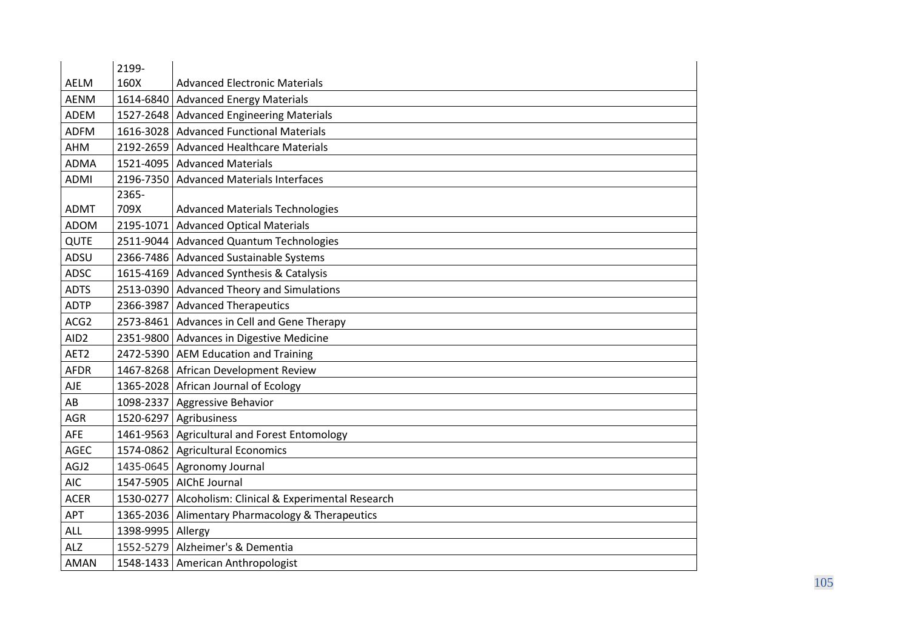| | | |
|---|---|---|
| AELM | 2199-160X | Advanced Electronic Materials |
| AENM | 1614-6840 | Advanced Energy Materials |
| ADEM | 1527-2648 | Advanced Engineering Materials |
| ADFM | 1616-3028 | Advanced Functional Materials |
| AHM | 2192-2659 | Advanced Healthcare Materials |
| ADMA | 1521-4095 | Advanced Materials |
| ADMI | 2196-7350 | Advanced Materials Interfaces |
| ADMT | 2365-709X | Advanced Materials Technologies |
| ADOM | 2195-1071 | Advanced Optical Materials |
| QUTE | 2511-9044 | Advanced Quantum Technologies |
| ADSU | 2366-7486 | Advanced Sustainable Systems |
| ADSC | 1615-4169 | Advanced Synthesis & Catalysis |
| ADTS | 2513-0390 | Advanced Theory and Simulations |
| ADTP | 2366-3987 | Advanced Therapeutics |
| ACG2 | 2573-8461 | Advances in Cell and Gene Therapy |
| AID2 | 2351-9800 | Advances in Digestive Medicine |
| AET2 | 2472-5390 | AEM Education and Training |
| AFDR | 1467-8268 | African Development Review |
| AJE | 1365-2028 | African Journal of Ecology |
| AB | 1098-2337 | Aggressive Behavior |
| AGR | 1520-6297 | Agribusiness |
| AFE | 1461-9563 | Agricultural and Forest Entomology |
| AGEC | 1574-0862 | Agricultural Economics |
| AGJ2 | 1435-0645 | Agronomy Journal |
| AIC | 1547-5905 | AIChE Journal |
| ACER | 1530-0277 | Alcoholism: Clinical & Experimental Research |
| APT | 1365-2036 | Alimentary Pharmacology & Therapeutics |
| ALL | 1398-9995 | Allergy |
| ALZ | 1552-5279 | Alzheimer's & Dementia |
| AMAN | 1548-1433 | American Anthropologist |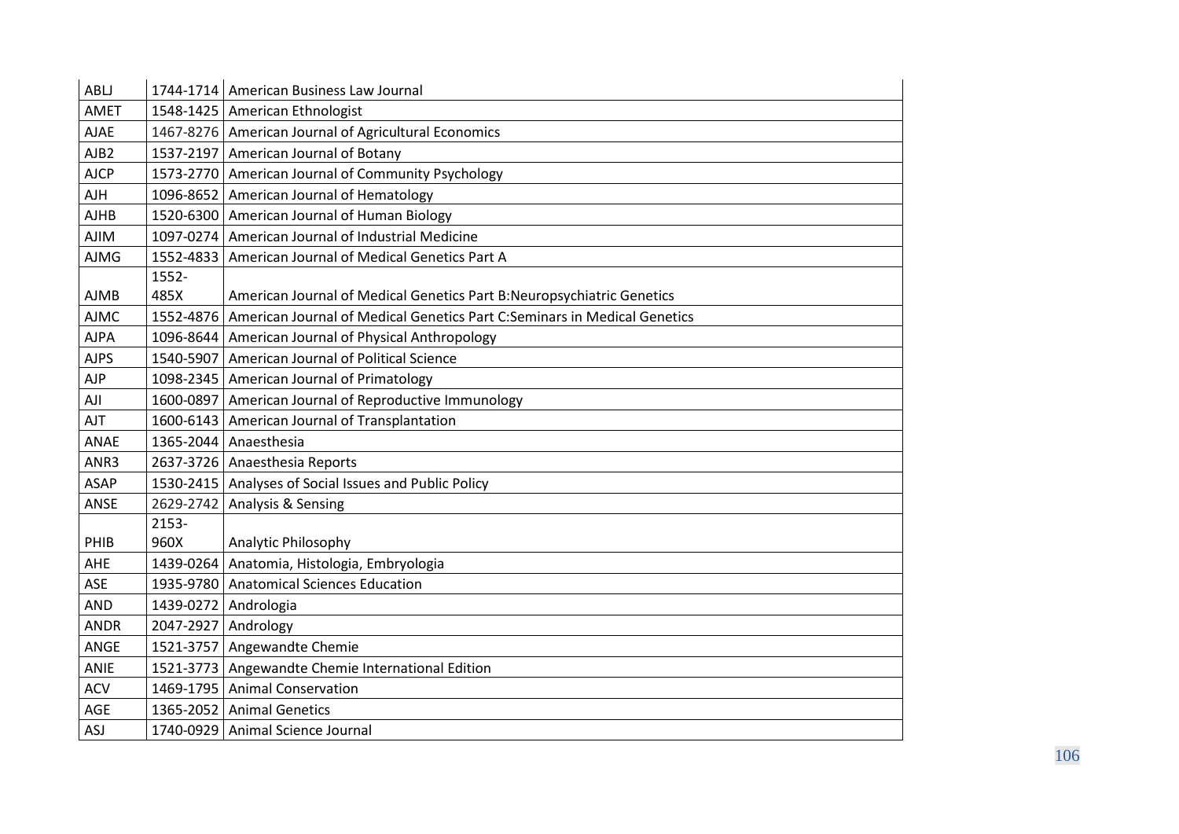| ABLJ | 1744-1714 | American Business Law Journal |
|---|---|---|
| AMET | 1548-1425 | American Ethnologist |
| AJAE | 1467-8276 | American Journal of Agricultural Economics |
| AJB2 | 1537-2197 | American Journal of Botany |
| AJCP | 1573-2770 | American Journal of Community Psychology |
| AJH | 1096-8652 | American Journal of Hematology |
| AJHB | 1520-6300 | American Journal of Human Biology |
| AJIM | 1097-0274 | American Journal of Industrial Medicine |
| AJMG | 1552-4833 | American Journal of Medical Genetics Part A |
| AJMB | 1552-485X | American Journal of Medical Genetics Part B:Neuropsychiatric Genetics |
| AJMC | 1552-4876 | American Journal of Medical Genetics Part C:Seminars in Medical Genetics |
| AJPA | 1096-8644 | American Journal of Physical Anthropology |
| AJPS | 1540-5907 | American Journal of Political Science |
| AJP | 1098-2345 | American Journal of Primatology |
| AJI | 1600-0897 | American Journal of Reproductive Immunology |
| AJT | 1600-6143 | American Journal of Transplantation |
| ANAE | 1365-2044 | Anaesthesia |
| ANR3 | 2637-3726 | Anaesthesia Reports |
| ASAP | 1530-2415 | Analyses of Social Issues and Public Policy |
| ANSE | 2629-2742 | Analysis & Sensing |
| PHIB | 2153-960X | Analytic Philosophy |
| AHE | 1439-0264 | Anatomia, Histologia, Embryologia |
| ASE | 1935-9780 | Anatomical Sciences Education |
| AND | 1439-0272 | Andrologia |
| ANDR | 2047-2927 | Andrology |
| ANGE | 1521-3757 | Angewandte Chemie |
| ANIE | 1521-3773 | Angewandte Chemie International Edition |
| ACV | 1469-1795 | Animal Conservation |
| AGE | 1365-2052 | Animal Genetics |
| ASJ | 1740-0929 | Animal Science Journal |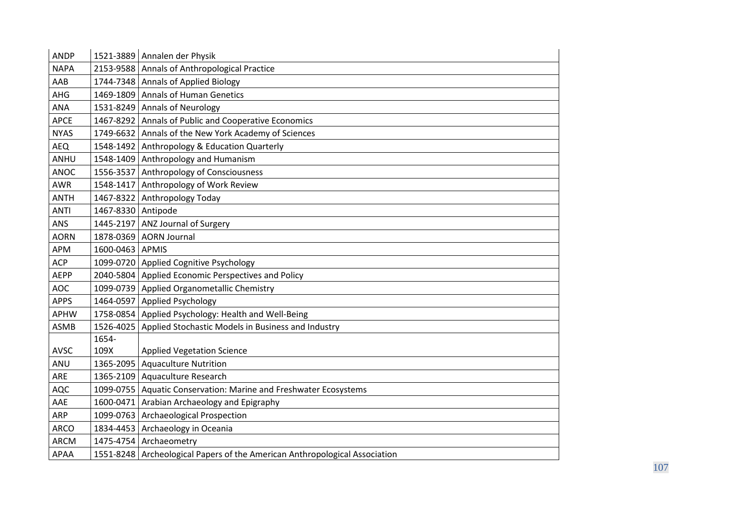| ANDP | 1521-3889 | Annalen der Physik |
|---|---|---|
| NAPA | 2153-9588 | Annals of Anthropological Practice |
| AAB | 1744-7348 | Annals of Applied Biology |
| AHG | 1469-1809 | Annals of Human Genetics |
| ANA | 1531-8249 | Annals of Neurology |
| APCE | 1467-8292 | Annals of Public and Cooperative Economics |
| NYAS | 1749-6632 | Annals of the New York Academy of Sciences |
| AEQ | 1548-1492 | Anthropology & Education Quarterly |
| ANHU | 1548-1409 | Anthropology and Humanism |
| ANOC | 1556-3537 | Anthropology of Consciousness |
| AWR | 1548-1417 | Anthropology of Work Review |
| ANTH | 1467-8322 | Anthropology Today |
| ANTI | 1467-8330 | Antipode |
| ANS | 1445-2197 | ANZ Journal of Surgery |
| AORN | 1878-0369 | AORN Journal |
| APM | 1600-0463 | APMIS |
| ACP | 1099-0720 | Applied Cognitive Psychology |
| AEPP | 2040-5804 | Applied Economic Perspectives and Policy |
| AOC | 1099-0739 | Applied Organometallic Chemistry |
| APPS | 1464-0597 | Applied Psychology |
| APHW | 1758-0854 | Applied Psychology: Health and Well-Being |
| ASMB | 1526-4025 | Applied Stochastic Models in Business and Industry |
| AVSC | 1654-109X | Applied Vegetation Science |
| ANU | 1365-2095 | Aquaculture Nutrition |
| ARE | 1365-2109 | Aquaculture Research |
| AQC | 1099-0755 | Aquatic Conservation: Marine and Freshwater Ecosystems |
| AAE | 1600-0471 | Arabian Archaeology and Epigraphy |
| ARP | 1099-0763 | Archaeological Prospection |
| ARCO | 1834-4453 | Archaeology in Oceania |
| ARCM | 1475-4754 | Archaeometry |
| APAA | 1551-8248 | Archeological Papers of the American Anthropological Association |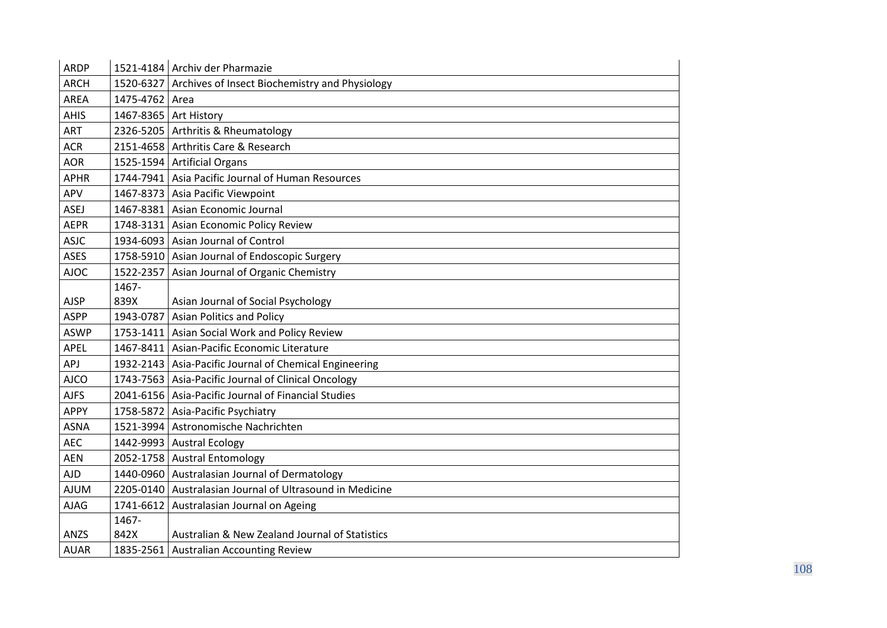| ARDP | 1521-4184 | Archiv der Pharmazie |
|---|---|---|
| ARCH | 1520-6327 | Archives of Insect Biochemistry and Physiology |
| AREA | 1475-4762 | Area |
| AHIS | 1467-8365 | Art History |
| ART | 2326-5205 | Arthritis & Rheumatology |
| ACR | 2151-4658 | Arthritis Care & Research |
| AOR | 1525-1594 | Artificial Organs |
| APHR | 1744-7941 | Asia Pacific Journal of Human Resources |
| APV | 1467-8373 | Asia Pacific Viewpoint |
| ASEJ | 1467-8381 | Asian Economic Journal |
| AEPR | 1748-3131 | Asian Economic Policy Review |
| ASJC | 1934-6093 | Asian Journal of Control |
| ASES | 1758-5910 | Asian Journal of Endoscopic Surgery |
| AJOC | 1522-2357 | Asian Journal of Organic Chemistry |
| AJSP | 1467-839X | Asian Journal of Social Psychology |
| ASPP | 1943-0787 | Asian Politics and Policy |
| ASWP | 1753-1411 | Asian Social Work and Policy Review |
| APEL | 1467-8411 | Asian-Pacific Economic Literature |
| APJ | 1932-2143 | Asia-Pacific Journal of Chemical Engineering |
| AJCO | 1743-7563 | Asia-Pacific Journal of Clinical Oncology |
| AJFS | 2041-6156 | Asia-Pacific Journal of Financial Studies |
| APPY | 1758-5872 | Asia-Pacific Psychiatry |
| ASNA | 1521-3994 | Astronomische Nachrichten |
| AEC | 1442-9993 | Austral Ecology |
| AEN | 2052-1758 | Austral Entomology |
| AJD | 1440-0960 | Australasian Journal of Dermatology |
| AJUM | 2205-0140 | Australasian Journal of Ultrasound in Medicine |
| AJAG | 1741-6612 | Australasian Journal on Ageing |
| ANZS | 1467-842X | Australian & New Zealand Journal of Statistics |
| AUAR | 1835-2561 | Australian Accounting Review |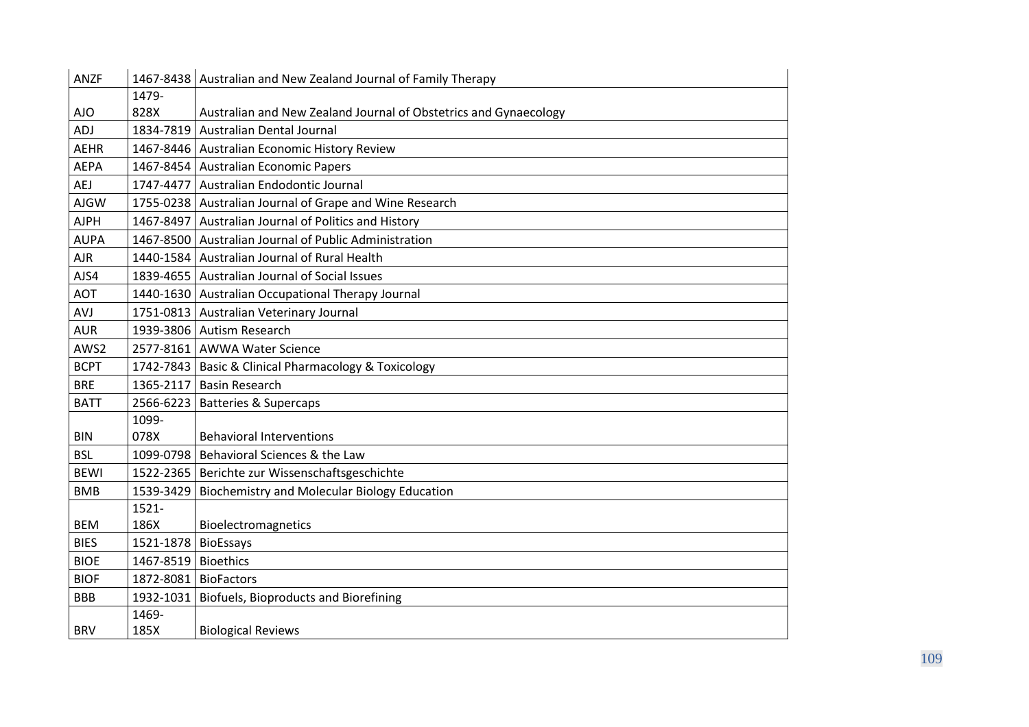| ANZF | 1467-8438 | Australian and New Zealand Journal of Family Therapy |
|---|---|---|
| AJO | 1479-828X | Australian and New Zealand Journal of Obstetrics and Gynaecology |
| ADJ | 1834-7819 | Australian Dental Journal |
| AEHR | 1467-8446 | Australian Economic History Review |
| AEPA | 1467-8454 | Australian Economic Papers |
| AEJ | 1747-4477 | Australian Endodontic Journal |
| AJGW | 1755-0238 | Australian Journal of Grape and Wine Research |
| AJPH | 1467-8497 | Australian Journal of Politics and History |
| AUPA | 1467-8500 | Australian Journal of Public Administration |
| AJR | 1440-1584 | Australian Journal of Rural Health |
| AJS4 | 1839-4655 | Australian Journal of Social Issues |
| AOT | 1440-1630 | Australian Occupational Therapy Journal |
| AVJ | 1751-0813 | Australian Veterinary Journal |
| AUR | 1939-3806 | Autism Research |
| AWS2 | 2577-8161 | AWWA Water Science |
| BCPT | 1742-7843 | Basic & Clinical Pharmacology & Toxicology |
| BRE | 1365-2117 | Basin Research |
| BATT | 2566-6223 | Batteries & Supercaps |
| BIN | 1099-078X | Behavioral Interventions |
| BSL | 1099-0798 | Behavioral Sciences & the Law |
| BEWI | 1522-2365 | Berichte zur Wissenschaftsgeschichte |
| BMB | 1539-3429 | Biochemistry and Molecular Biology Education |
| BEM | 1521-186X | Bioelectromagnetics |
| BIES | 1521-1878 | BioEssays |
| BIOE | 1467-8519 | Bioethics |
| BIOF | 1872-8081 | BioFactors |
| BBB | 1932-1031 | Biofuels, Bioproducts and Biorefining |
| BRV | 1469-185X | Biological Reviews |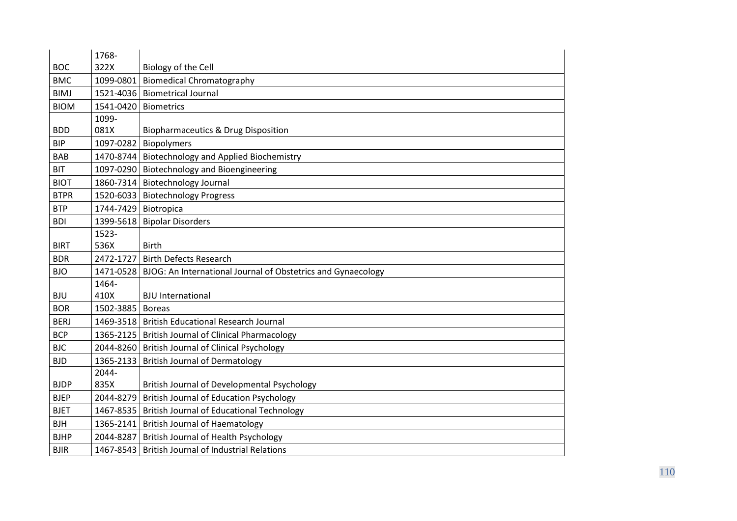| | | |
|---|---|---|
| BOC | 1768-322X | Biology of the Cell |
| BMC | 1099-0801 | Biomedical Chromatography |
| BIMJ | 1521-4036 | Biometrical Journal |
| BIOM | 1541-0420 | Biometrics |
| BDD | 1099-081X | Biopharmaceutics & Drug Disposition |
| BIP | 1097-0282 | Biopolymers |
| BAB | 1470-8744 | Biotechnology and Applied Biochemistry |
| BIT | 1097-0290 | Biotechnology and Bioengineering |
| BIOT | 1860-7314 | Biotechnology Journal |
| BTPR | 1520-6033 | Biotechnology Progress |
| BTP | 1744-7429 | Biotropica |
| BDI | 1399-5618 | Bipolar Disorders |
| BIRT | 1523-536X | Birth |
| BDR | 2472-1727 | Birth Defects Research |
| BJO | 1471-0528 | BJOG: An International Journal of Obstetrics and Gynaecology |
| BJU | 1464-410X | BJU International |
| BOR | 1502-3885 | Boreas |
| BERJ | 1469-3518 | British Educational Research Journal |
| BCP | 1365-2125 | British Journal of Clinical Pharmacology |
| BJC | 2044-8260 | British Journal of Clinical Psychology |
| BJD | 1365-2133 | British Journal of Dermatology |
| BJDP | 2044-835X | British Journal of Developmental Psychology |
| BJEP | 2044-8279 | British Journal of Education Psychology |
| BJET | 1467-8535 | British Journal of Educational Technology |
| BJH | 1365-2141 | British Journal of Haematology |
| BJHP | 2044-8287 | British Journal of Health Psychology |
| BJIR | 1467-8543 | British Journal of Industrial Relations |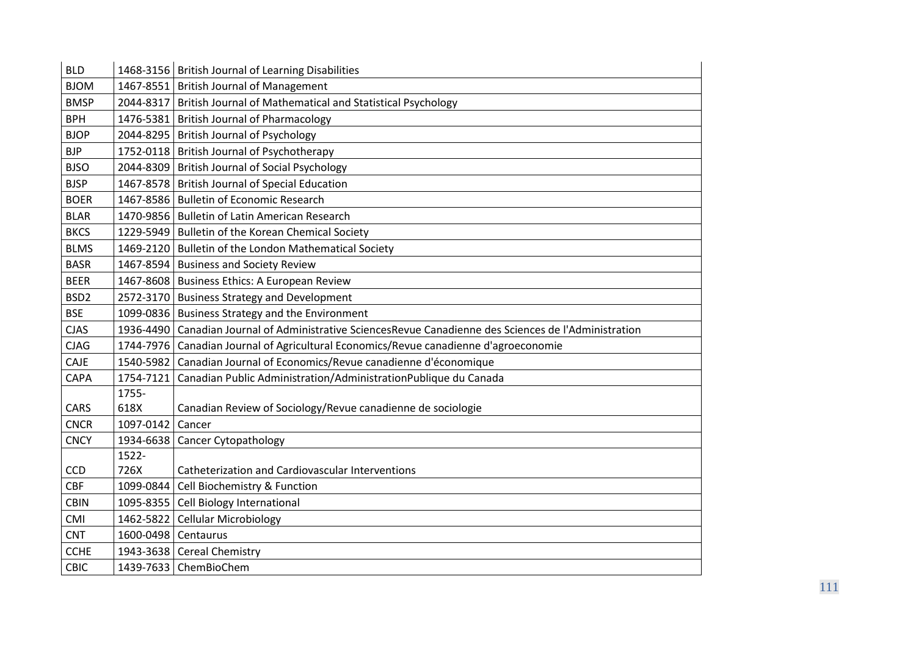| BLD | 1468-3156 | British Journal of Learning Disabilities |
|---|---|---|
| BJOM | 1467-8551 | British Journal of Management |
| BMSP | 2044-8317 | British Journal of Mathematical and Statistical Psychology |
| BPH | 1476-5381 | British Journal of Pharmacology |
| BJOP | 2044-8295 | British Journal of Psychology |
| BJP | 1752-0118 | British Journal of Psychotherapy |
| BJSO | 2044-8309 | British Journal of Social Psychology |
| BJSP | 1467-8578 | British Journal of Special Education |
| BOER | 1467-8586 | Bulletin of Economic Research |
| BLAR | 1470-9856 | Bulletin of Latin American Research |
| BKCS | 1229-5949 | Bulletin of the Korean Chemical Society |
| BLMS | 1469-2120 | Bulletin of the London Mathematical Society |
| BASR | 1467-8594 | Business and Society Review |
| BEER | 1467-8608 | Business Ethics: A European Review |
| BSD2 | 2572-3170 | Business Strategy and Development |
| BSE | 1099-0836 | Business Strategy and the Environment |
| CJAS | 1936-4490 | Canadian Journal of Administrative SciencesRevue Canadienne des Sciences de l'Administration |
| CJAG | 1744-7976 | Canadian Journal of Agricultural Economics/Revue canadienne d'agroeconomie |
| CAJE | 1540-5982 | Canadian Journal of Economics/Revue canadienne d'économique |
| CAPA | 1754-7121 | Canadian Public Administration/AdministrationPublique du Canada |
| CARS | 1755-618X | Canadian Review of Sociology/Revue canadienne de sociologie |
| CNCR | 1097-0142 | Cancer |
| CNCY | 1934-6638 | Cancer Cytopathology |
| CCD | 1522-726X | Catheterization and Cardiovascular Interventions |
| CBF | 1099-0844 | Cell Biochemistry & Function |
| CBIN | 1095-8355 | Cell Biology International |
| CMI | 1462-5822 | Cellular Microbiology |
| CNT | 1600-0498 | Centaurus |
| CCHE | 1943-3638 | Cereal Chemistry |
| CBIC | 1439-7633 | ChemBioChem |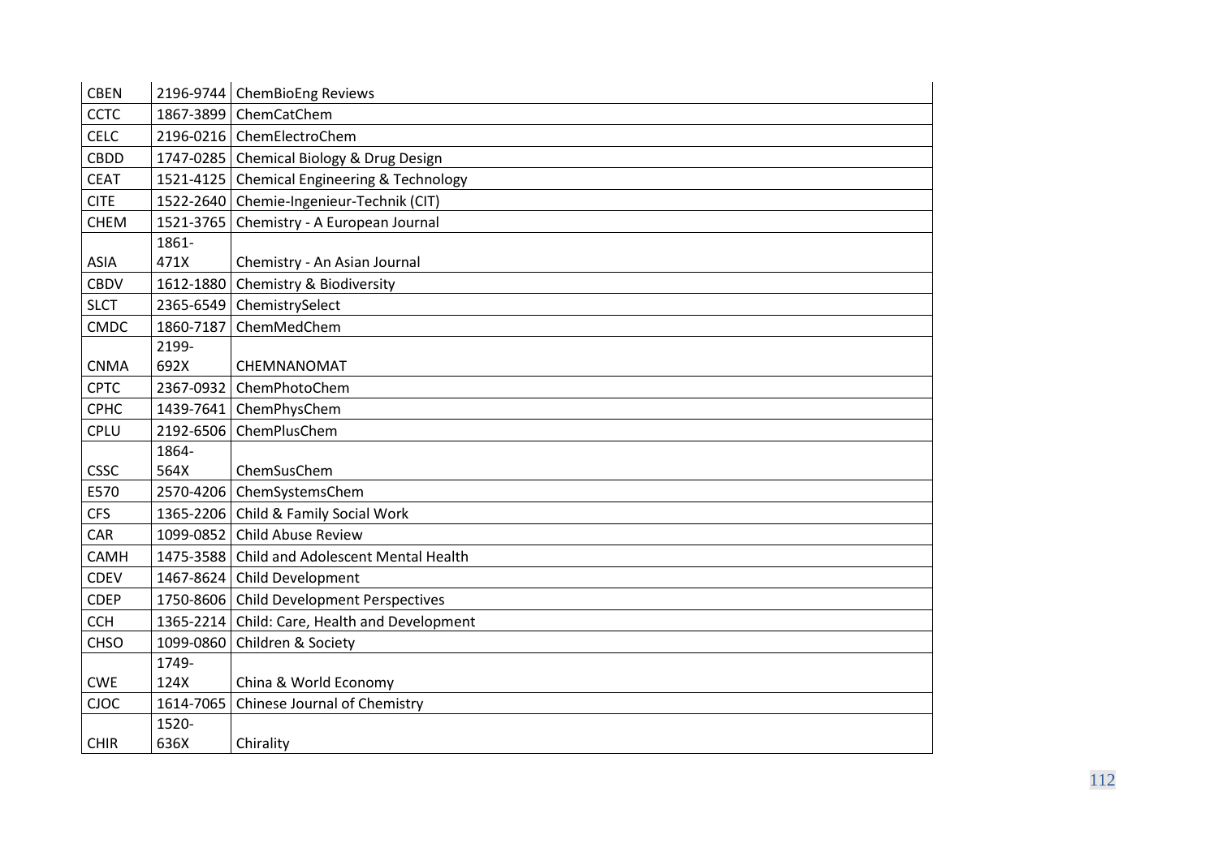| CBEN | 2196-9744 | ChemBioEng Reviews |
|---|---|---|
| CCTC | 1867-3899 | ChemCatChem |
| CELC | 2196-0216 | ChemElectroChem |
| CBDD | 1747-0285 | Chemical Biology & Drug Design |
| CEAT | 1521-4125 | Chemical Engineering & Technology |
| CITE | 1522-2640 | Chemie-Ingenieur-Technik (CIT) |
| CHEM | 1521-3765 | Chemistry - A European Journal |
| ASIA | 1861-471X | Chemistry - An Asian Journal |
| CBDV | 1612-1880 | Chemistry & Biodiversity |
| SLCT | 2365-6549 | ChemistrySelect |
| CMDC | 1860-7187 | ChemMedChem |
| CNMA | 2199-692X | CHEMNANOMAT |
| CPTC | 2367-0932 | ChemPhotoChem |
| CPHC | 1439-7641 | ChemPhysChem |
| CPLU | 2192-6506 | ChemPlusChem |
| CSSC | 1864-564X | ChemSusChem |
| E570 | 2570-4206 | ChemSystemsChem |
| CFS | 1365-2206 | Child & Family Social Work |
| CAR | 1099-0852 | Child Abuse Review |
| CAMH | 1475-3588 | Child and Adolescent Mental Health |
| CDEV | 1467-8624 | Child Development |
| CDEP | 1750-8606 | Child Development Perspectives |
| CCH | 1365-2214 | Child: Care, Health and Development |
| CHSO | 1099-0860 | Children & Society |
| CWE | 1749-124X | China & World Economy |
| CJOC | 1614-7065 | Chinese Journal of Chemistry |
| CHIR | 1520-636X | Chirality |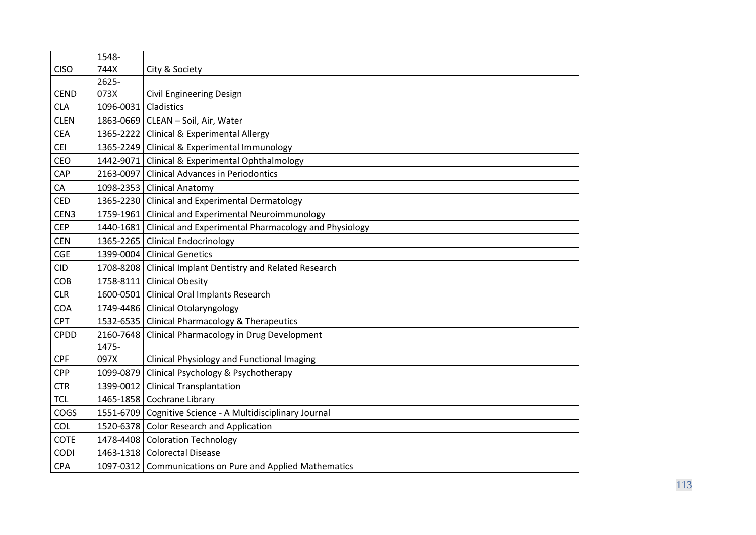| | | |
|---|---|---|
| CISO | 1548-744X | City & Society |
| CEND | 2625-073X | Civil Engineering Design |
| CLA | 1096-0031 | Cladistics |
| CLEN | 1863-0669 | CLEAN – Soil, Air, Water |
| CEA | 1365-2222 | Clinical & Experimental Allergy |
| CEI | 1365-2249 | Clinical & Experimental Immunology |
| CEO | 1442-9071 | Clinical & Experimental Ophthalmology |
| CAP | 2163-0097 | Clinical Advances in Periodontics |
| CA | 1098-2353 | Clinical Anatomy |
| CED | 1365-2230 | Clinical and Experimental Dermatology |
| CEN3 | 1759-1961 | Clinical and Experimental Neuroimmunology |
| CEP | 1440-1681 | Clinical and Experimental Pharmacology and Physiology |
| CEN | 1365-2265 | Clinical Endocrinology |
| CGE | 1399-0004 | Clinical Genetics |
| CID | 1708-8208 | Clinical Implant Dentistry and Related Research |
| COB | 1758-8111 | Clinical Obesity |
| CLR | 1600-0501 | Clinical Oral Implants Research |
| COA | 1749-4486 | Clinical Otolaryngology |
| CPT | 1532-6535 | Clinical Pharmacology & Therapeutics |
| CPDD | 2160-7648 | Clinical Pharmacology in Drug Development |
| CPF | 1475-097X | Clinical Physiology and Functional Imaging |
| CPP | 1099-0879 | Clinical Psychology & Psychotherapy |
| CTR | 1399-0012 | Clinical Transplantation |
| TCL | 1465-1858 | Cochrane Library |
| COGS | 1551-6709 | Cognitive Science - A Multidisciplinary Journal |
| COL | 1520-6378 | Color Research and Application |
| COTE | 1478-4408 | Coloration Technology |
| CODI | 1463-1318 | Colorectal Disease |
| CPA | 1097-0312 | Communications on Pure and Applied Mathematics |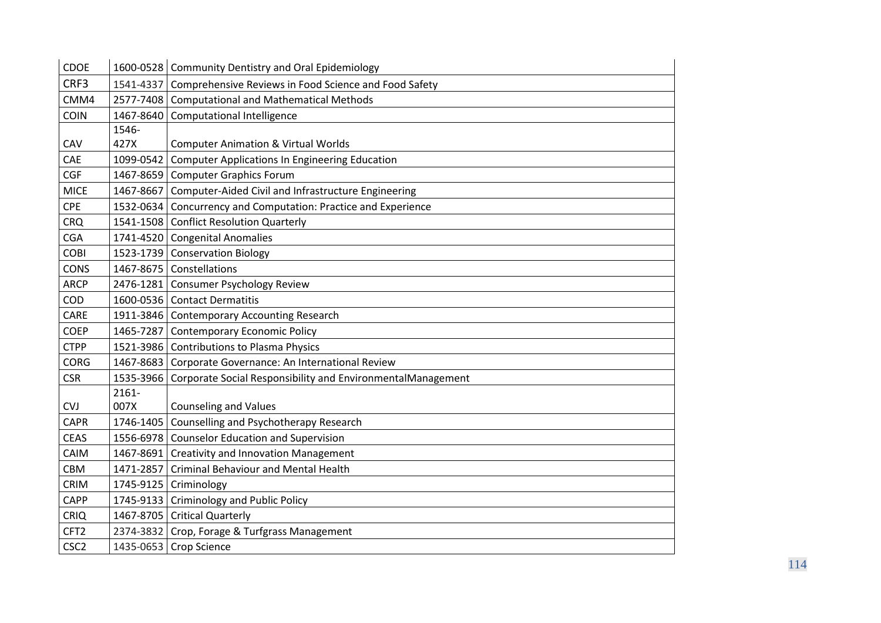| | | |
|---|---|---|
| CDOE | 1600-0528 | Community Dentistry and Oral Epidemiology |
| CRF3 | 1541-4337 | Comprehensive Reviews in Food Science and Food Safety |
| CMM4 | 2577-7408 | Computational and Mathematical Methods |
| COIN | 1467-8640 | Computational Intelligence |
| CAV | 1546-427X | Computer Animation & Virtual Worlds |
| CAE | 1099-0542 | Computer Applications In Engineering Education |
| CGF | 1467-8659 | Computer Graphics Forum |
| MICE | 1467-8667 | Computer-Aided Civil and Infrastructure Engineering |
| CPE | 1532-0634 | Concurrency and Computation: Practice and Experience |
| CRQ | 1541-1508 | Conflict Resolution Quarterly |
| CGA | 1741-4520 | Congenital Anomalies |
| COBI | 1523-1739 | Conservation Biology |
| CONS | 1467-8675 | Constellations |
| ARCP | 2476-1281 | Consumer Psychology Review |
| COD | 1600-0536 | Contact Dermatitis |
| CARE | 1911-3846 | Contemporary Accounting Research |
| COEP | 1465-7287 | Contemporary Economic Policy |
| CTPP | 1521-3986 | Contributions to Plasma Physics |
| CORG | 1467-8683 | Corporate Governance: An International Review |
| CSR | 1535-3966 | Corporate Social Responsibility and EnvironmentalManagement |
| CVJ | 2161-007X | Counseling and Values |
| CAPR | 1746-1405 | Counselling and Psychotherapy Research |
| CEAS | 1556-6978 | Counselor Education and Supervision |
| CAIM | 1467-8691 | Creativity and Innovation Management |
| CBM | 1471-2857 | Criminal Behaviour and Mental Health |
| CRIM | 1745-9125 | Criminology |
| CAPP | 1745-9133 | Criminology and Public Policy |
| CRIQ | 1467-8705 | Critical Quarterly |
| CFT2 | 2374-3832 | Crop, Forage & Turfgrass Management |
| CSC2 | 1435-0653 | Crop Science |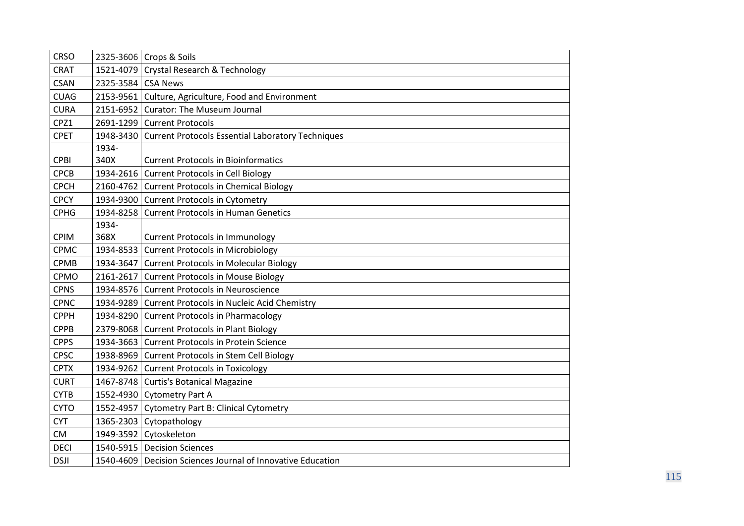| CRSO | 2325-3606 | Crops & Soils |
|---|---|---|
| CRAT | 1521-4079 | Crystal Research & Technology |
| CSAN | 2325-3584 | CSA News |
| CUAG | 2153-9561 | Culture, Agriculture, Food and Environment |
| CURA | 2151-6952 | Curator: The Museum Journal |
| CPZ1 | 2691-1299 | Current Protocols |
| CPET | 1948-3430 | Current Protocols Essential Laboratory Techniques |
| CPBI | 1934-340X | Current Protocols in Bioinformatics |
| CPCB | 1934-2616 | Current Protocols in Cell Biology |
| CPCH | 2160-4762 | Current Protocols in Chemical Biology |
| CPCY | 1934-9300 | Current Protocols in Cytometry |
| CPHG | 1934-8258 | Current Protocols in Human Genetics |
| CPIM | 1934-368X | Current Protocols in Immunology |
| CPMC | 1934-8533 | Current Protocols in Microbiology |
| CPMB | 1934-3647 | Current Protocols in Molecular Biology |
| CPMO | 2161-2617 | Current Protocols in Mouse Biology |
| CPNS | 1934-8576 | Current Protocols in Neuroscience |
| CPNC | 1934-9289 | Current Protocols in Nucleic Acid Chemistry |
| CPPH | 1934-8290 | Current Protocols in Pharmacology |
| CPPB | 2379-8068 | Current Protocols in Plant Biology |
| CPPS | 1934-3663 | Current Protocols in Protein Science |
| CPSC | 1938-8969 | Current Protocols in Stem Cell Biology |
| CPTX | 1934-9262 | Current Protocols in Toxicology |
| CURT | 1467-8748 | Curtis's Botanical Magazine |
| CYTB | 1552-4930 | Cytometry Part A |
| CYTO | 1552-4957 | Cytometry Part B: Clinical Cytometry |
| CYT | 1365-2303 | Cytopathology |
| CM | 1949-3592 | Cytoskeleton |
| DECI | 1540-5915 | Decision Sciences |
| DSJI | 1540-4609 | Decision Sciences Journal of Innovative Education |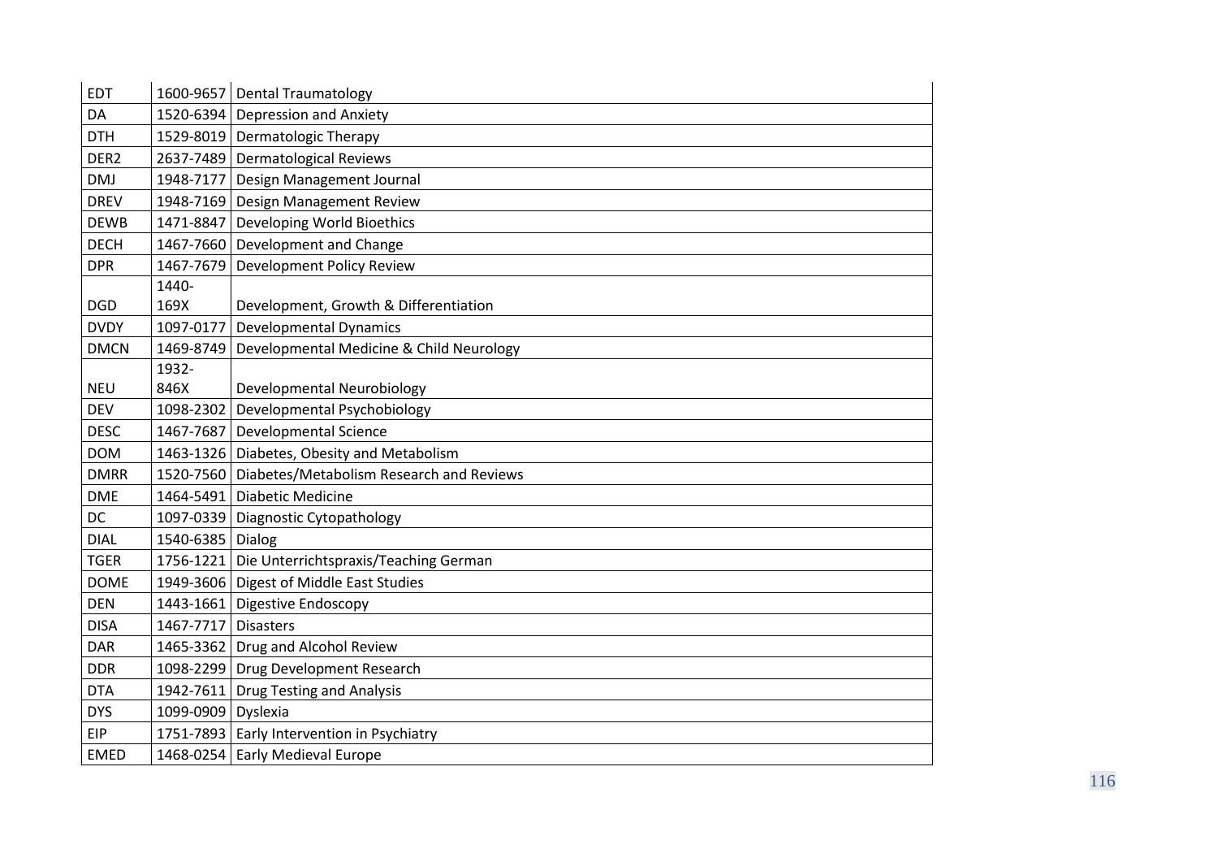| EDT | 1600-9657 | Dental Traumatology |
|---|---|---|
| DA | 1520-6394 | Depression and Anxiety |
| DTH | 1529-8019 | Dermatologic Therapy |
| DER2 | 2637-7489 | Dermatological Reviews |
| DMJ | 1948-7177 | Design Management Journal |
| DREV | 1948-7169 | Design Management Review |
| DEWB | 1471-8847 | Developing World Bioethics |
| DECH | 1467-7660 | Development and Change |
| DPR | 1467-7679 | Development Policy Review |
| DGD | 1440-169X | Development, Growth & Differentiation |
| DVDY | 1097-0177 | Developmental Dynamics |
| DMCN | 1469-8749 | Developmental Medicine & Child Neurology |
| NEU | 1932-846X | Developmental Neurobiology |
| DEV | 1098-2302 | Developmental Psychobiology |
| DESC | 1467-7687 | Developmental Science |
| DOM | 1463-1326 | Diabetes, Obesity and Metabolism |
| DMRR | 1520-7560 | Diabetes/Metabolism Research and Reviews |
| DME | 1464-5491 | Diabetic Medicine |
| DC | 1097-0339 | Diagnostic Cytopathology |
| DIAL | 1540-6385 | Dialog |
| TGER | 1756-1221 | Die Unterrichtspraxis/Teaching German |
| DOME | 1949-3606 | Digest of Middle East Studies |
| DEN | 1443-1661 | Digestive Endoscopy |
| DISA | 1467-7717 | Disasters |
| DAR | 1465-3362 | Drug and Alcohol Review |
| DDR | 1098-2299 | Drug Development Research |
| DTA | 1942-7611 | Drug Testing and Analysis |
| DYS | 1099-0909 | Dyslexia |
| EIP | 1751-7893 | Early Intervention in Psychiatry |
| EMED | 1468-0254 | Early Medieval Europe |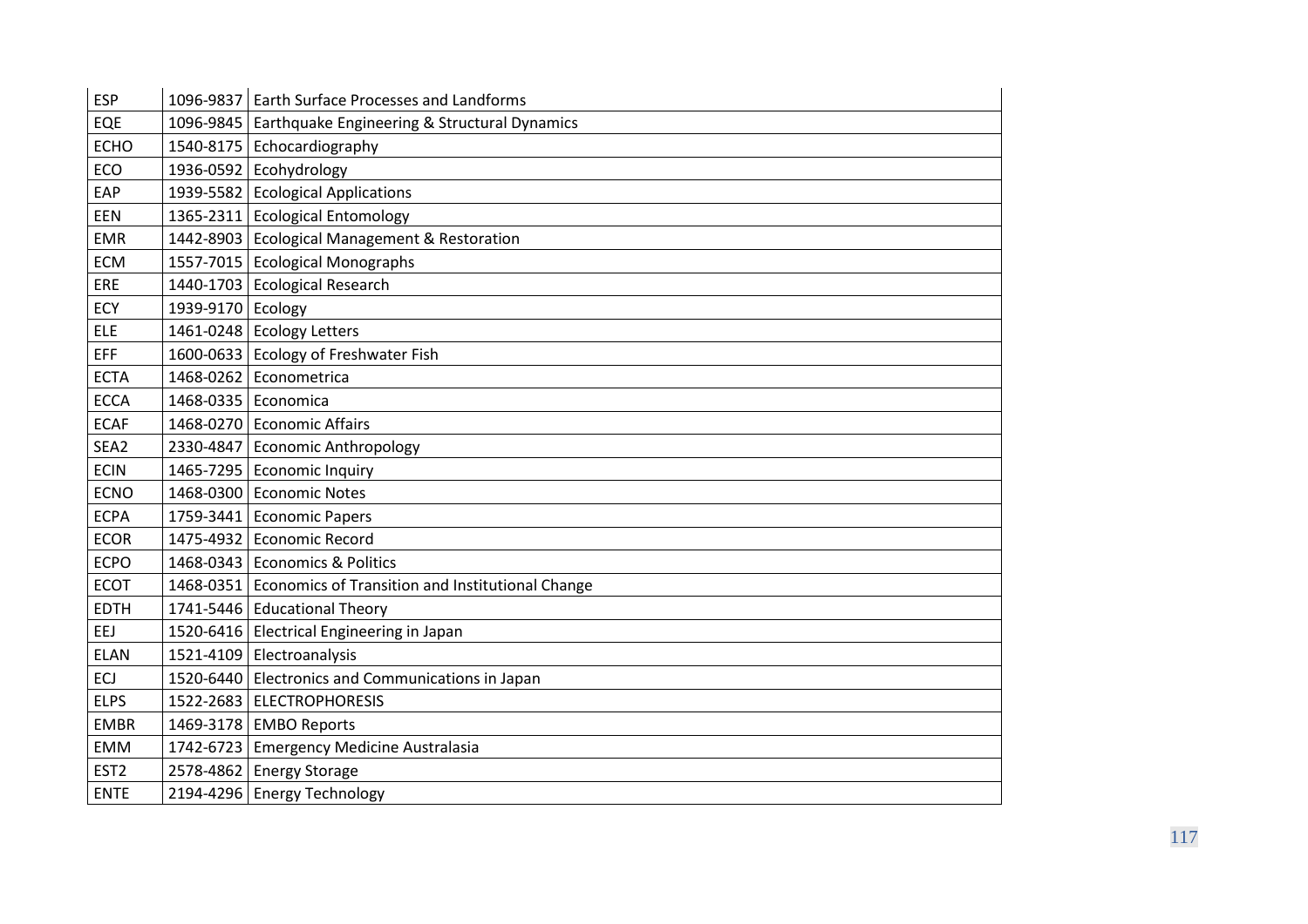| ESP | 1096-9837 | Earth Surface Processes and Landforms |
|---|---|---|
| EQE | 1096-9845 | Earthquake Engineering & Structural Dynamics |
| ECHO | 1540-8175 | Echocardiography |
| ECO | 1936-0592 | Ecohydrology |
| EAP | 1939-5582 | Ecological Applications |
| EEN | 1365-2311 | Ecological Entomology |
| EMR | 1442-8903 | Ecological Management & Restoration |
| ECM | 1557-7015 | Ecological Monographs |
| ERE | 1440-1703 | Ecological Research |
| ECY | 1939-9170 | Ecology |
| ELE | 1461-0248 | Ecology Letters |
| EFF | 1600-0633 | Ecology of Freshwater Fish |
| ECTA | 1468-0262 | Econometrica |
| ECCA | 1468-0335 | Economica |
| ECAF | 1468-0270 | Economic Affairs |
| SEA2 | 2330-4847 | Economic Anthropology |
| ECIN | 1465-7295 | Economic Inquiry |
| ECNO | 1468-0300 | Economic Notes |
| ECPA | 1759-3441 | Economic Papers |
| ECOR | 1475-4932 | Economic Record |
| ECPO | 1468-0343 | Economics & Politics |
| ECOT | 1468-0351 | Economics of Transition and Institutional Change |
| EDTH | 1741-5446 | Educational Theory |
| EEJ | 1520-6416 | Electrical Engineering in Japan |
| ELAN | 1521-4109 | Electroanalysis |
| ECJ | 1520-6440 | Electronics and Communications in Japan |
| ELPS | 1522-2683 | ELECTROPHORESIS |
| EMBR | 1469-3178 | EMBO Reports |
| EMM | 1742-6723 | Emergency Medicine Australasia |
| EST2 | 2578-4862 | Energy Storage |
| ENTE | 2194-4296 | Energy Technology |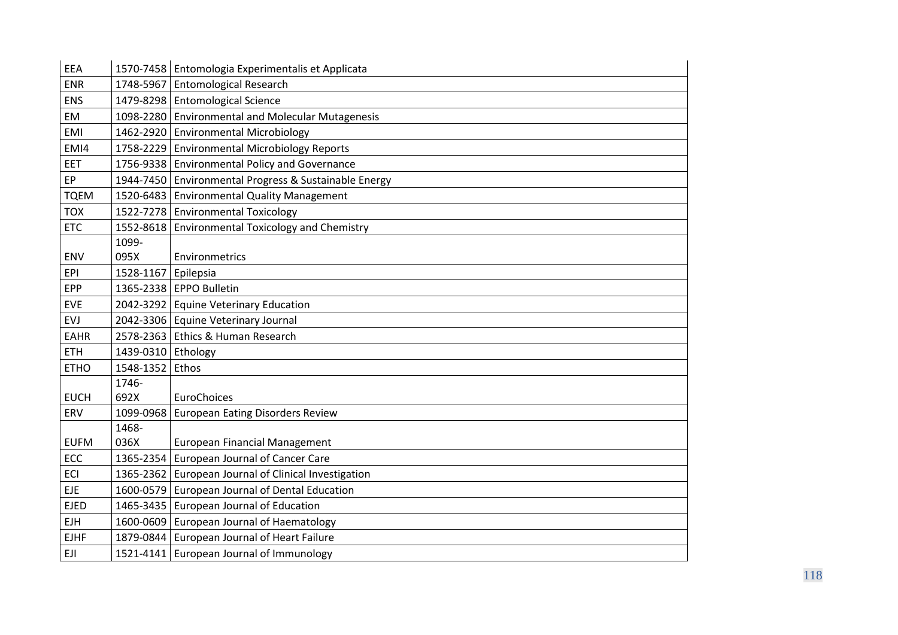| | | |
|---|---|---|
| EEA | 1570-7458 | Entomologia Experimentalis et Applicata |
| ENR | 1748-5967 | Entomological Research |
| ENS | 1479-8298 | Entomological Science |
| EM | 1098-2280 | Environmental and Molecular Mutagenesis |
| EMI | 1462-2920 | Environmental Microbiology |
| EMI4 | 1758-2229 | Environmental Microbiology Reports |
| EET | 1756-9338 | Environmental Policy and Governance |
| EP | 1944-7450 | Environmental Progress & Sustainable Energy |
| TQEM | 1520-6483 | Environmental Quality Management |
| TOX | 1522-7278 | Environmental Toxicology |
| ETC | 1552-8618 | Environmental Toxicology and Chemistry |
| ENV | 1099-095X | Environmetrics |
| EPI | 1528-1167 | Epilepsia |
| EPP | 1365-2338 | EPPO Bulletin |
| EVE | 2042-3292 | Equine Veterinary Education |
| EVJ | 2042-3306 | Equine Veterinary Journal |
| EAHR | 2578-2363 | Ethics & Human Research |
| ETH | 1439-0310 | Ethology |
| ETHO | 1548-1352 | Ethos |
| EUCH | 1746-692X | EuroChoices |
| ERV | 1099-0968 | European Eating Disorders Review |
| EUFM | 1468-036X | European Financial Management |
| ECC | 1365-2354 | European Journal of Cancer Care |
| ECI | 1365-2362 | European Journal of Clinical Investigation |
| EJE | 1600-0579 | European Journal of Dental Education |
| EJED | 1465-3435 | European Journal of Education |
| EJH | 1600-0609 | European Journal of Haematology |
| EJHF | 1879-0844 | European Journal of Heart Failure |
| EJI | 1521-4141 | European Journal of Immunology |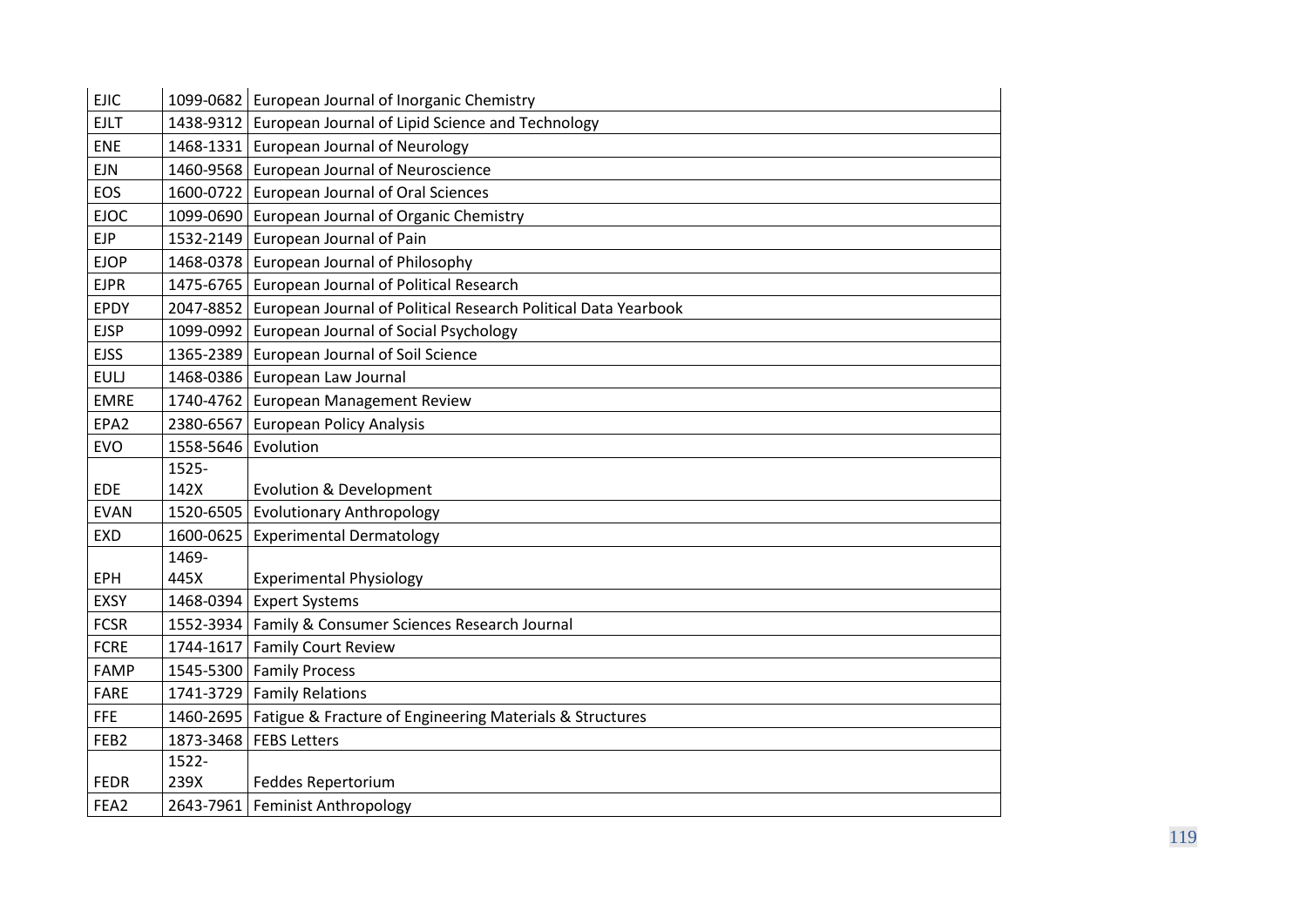| EJIC | 1099-0682 | European Journal of Inorganic Chemistry |
|---|---|---|
| EJLT | 1438-9312 | European Journal of Lipid Science and Technology |
| ENE | 1468-1331 | European Journal of Neurology |
| EJN | 1460-9568 | European Journal of Neuroscience |
| EOS | 1600-0722 | European Journal of Oral Sciences |
| EJOC | 1099-0690 | European Journal of Organic Chemistry |
| EJP | 1532-2149 | European Journal of Pain |
| EJOP | 1468-0378 | European Journal of Philosophy |
| EJPR | 1475-6765 | European Journal of Political Research |
| EPDY | 2047-8852 | European Journal of Political Research Political Data Yearbook |
| EJSP | 1099-0992 | European Journal of Social Psychology |
| EJSS | 1365-2389 | European Journal of Soil Science |
| EULJ | 1468-0386 | European Law Journal |
| EMRE | 1740-4762 | European Management Review |
| EPA2 | 2380-6567 | European Policy Analysis |
| EVO | 1558-5646 | Evolution |
| EDE | 1525-142X | Evolution & Development |
| EVAN | 1520-6505 | Evolutionary Anthropology |
| EXD | 1600-0625 | Experimental Dermatology |
| EPH | 1469-445X | Experimental Physiology |
| EXSY | 1468-0394 | Expert Systems |
| FCSR | 1552-3934 | Family & Consumer Sciences Research Journal |
| FCRE | 1744-1617 | Family Court Review |
| FAMP | 1545-5300 | Family Process |
| FARE | 1741-3729 | Family Relations |
| FFE | 1460-2695 | Fatigue & Fracture of Engineering Materials & Structures |
| FEB2 | 1873-3468 | FEBS Letters |
| FEDR | 1522-239X | Feddes Repertorium |
| FEA2 | 2643-7961 | Feminist Anthropology |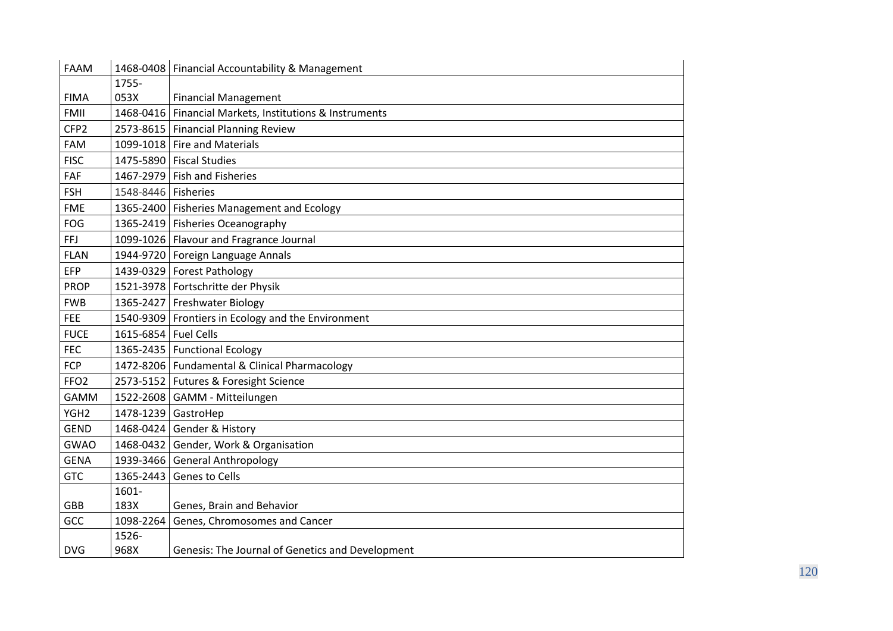| FAAM | 1468-0408 | Financial Accountability & Management |
|---|---|---|
| FIMA | 1755-053X | Financial Management |
| FMII | 1468-0416 | Financial Markets, Institutions & Instruments |
| CFP2 | 2573-8615 | Financial Planning Review |
| FAM | 1099-1018 | Fire and Materials |
| FISC | 1475-5890 | Fiscal Studies |
| FAF | 1467-2979 | Fish and Fisheries |
| FSH | 1548-8446 | Fisheries |
| FME | 1365-2400 | Fisheries Management and Ecology |
| FOG | 1365-2419 | Fisheries Oceanography |
| FFJ | 1099-1026 | Flavour and Fragrance Journal |
| FLAN | 1944-9720 | Foreign Language Annals |
| EFP | 1439-0329 | Forest Pathology |
| PROP | 1521-3978 | Fortschritte der Physik |
| FWB | 1365-2427 | Freshwater Biology |
| FEE | 1540-9309 | Frontiers in Ecology and the Environment |
| FUCE | 1615-6854 | Fuel Cells |
| FEC | 1365-2435 | Functional Ecology |
| FCP | 1472-8206 | Fundamental & Clinical Pharmacology |
| FFO2 | 2573-5152 | Futures & Foresight Science |
| GAMM | 1522-2608 | GAMM - Mitteilungen |
| YGH2 | 1478-1239 | GastroHep |
| GEND | 1468-0424 | Gender & History |
| GWAO | 1468-0432 | Gender, Work & Organisation |
| GENA | 1939-3466 | General Anthropology |
| GTC | 1365-2443 | Genes to Cells |
| GBB | 1601-183X | Genes, Brain and Behavior |
| GCC | 1098-2264 | Genes, Chromosomes and Cancer |
| DVG | 1526-968X | Genesis: The Journal of Genetics and Development |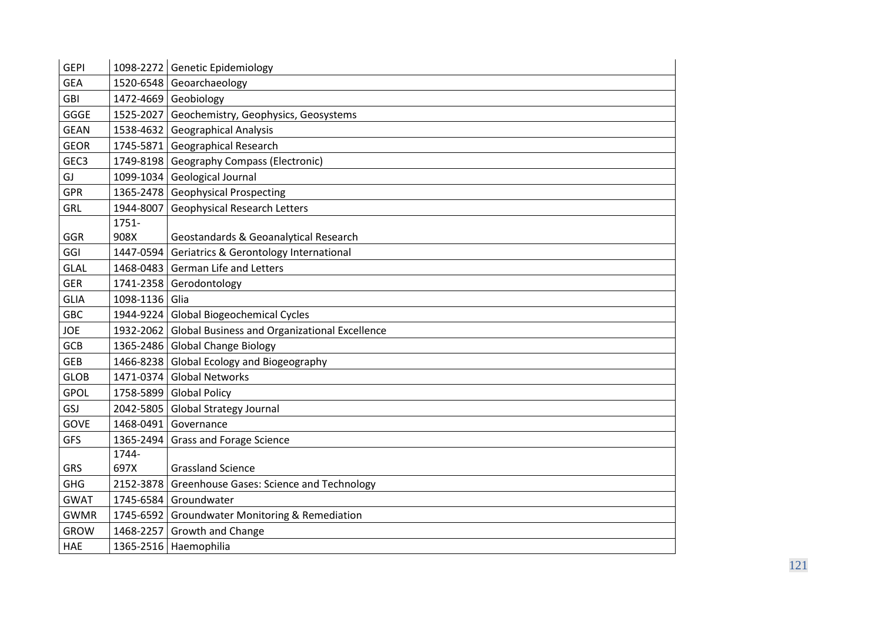| GEPI | 1098-2272 | Genetic Epidemiology |
|---|---|---|
| GEA | 1520-6548 | Geoarchaeology |
| GBI | 1472-4669 | Geobiology |
| GGGE | 1525-2027 | Geochemistry, Geophysics, Geosystems |
| GEAN | 1538-4632 | Geographical Analysis |
| GEOR | 1745-5871 | Geographical Research |
| GEC3 | 1749-8198 | Geography Compass (Electronic) |
| GJ | 1099-1034 | Geological Journal |
| GPR | 1365-2478 | Geophysical Prospecting |
| GRL | 1944-8007 | Geophysical Research Letters |
| GGR | 1751-908X | Geostandards & Geoanalytical Research |
| GGI | 1447-0594 | Geriatrics & Gerontology International |
| GLAL | 1468-0483 | German Life and Letters |
| GER | 1741-2358 | Gerodontology |
| GLIA | 1098-1136 | Glia |
| GBC | 1944-9224 | Global Biogeochemical Cycles |
| JOE | 1932-2062 | Global Business and Organizational Excellence |
| GCB | 1365-2486 | Global Change Biology |
| GEB | 1466-8238 | Global Ecology and Biogeography |
| GLOB | 1471-0374 | Global Networks |
| GPOL | 1758-5899 | Global Policy |
| GSJ | 2042-5805 | Global Strategy Journal |
| GOVE | 1468-0491 | Governance |
| GFS | 1365-2494 | Grass and Forage Science |
| GRS | 1744-697X | Grassland Science |
| GHG | 2152-3878 | Greenhouse Gases: Science and Technology |
| GWAT | 1745-6584 | Groundwater |
| GWMR | 1745-6592 | Groundwater Monitoring & Remediation |
| GROW | 1468-2257 | Growth and Change |
| HAE | 1365-2516 | Haemophilia |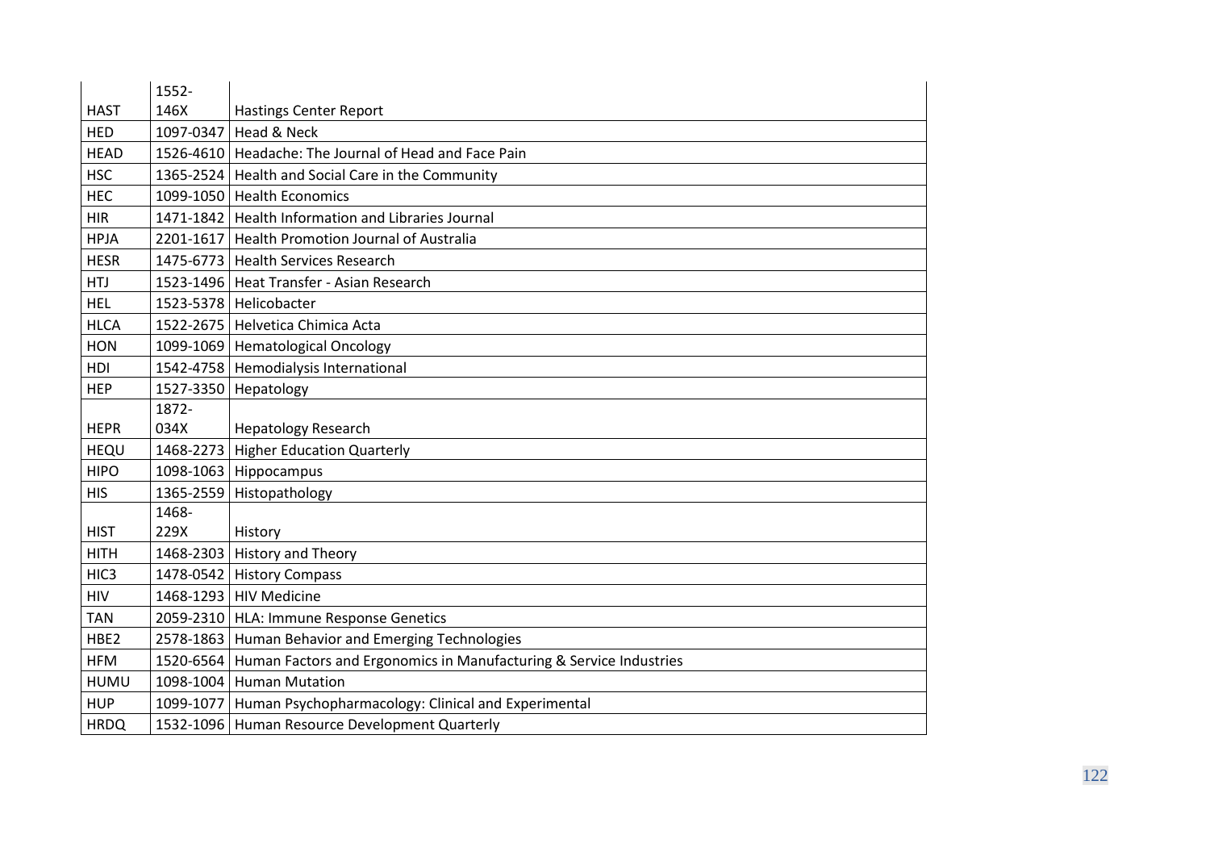| HAST | 1552-146X | Hastings Center Report |
|---|---|---|
| HED | 1097-0347 | Head & Neck |
| HEAD | 1526-4610 | Headache: The Journal of Head and Face Pain |
| HSC | 1365-2524 | Health and Social Care in the Community |
| HEC | 1099-1050 | Health Economics |
| HIR | 1471-1842 | Health Information and Libraries Journal |
| HPJA | 2201-1617 | Health Promotion Journal of Australia |
| HESR | 1475-6773 | Health Services Research |
| HTJ | 1523-1496 | Heat Transfer - Asian Research |
| HEL | 1523-5378 | Helicobacter |
| HLCA | 1522-2675 | Helvetica Chimica Acta |
| HON | 1099-1069 | Hematological Oncology |
| HDI | 1542-4758 | Hemodialysis International |
| HEP | 1527-3350 | Hepatology |
| HEPR | 1872-034X | Hepatology Research |
| HEQU | 1468-2273 | Higher Education Quarterly |
| HIPO | 1098-1063 | Hippocampus |
| HIS | 1365-2559 | Histopathology |
| HIST | 1468-229X | History |
| HITH | 1468-2303 | History and Theory |
| HIC3 | 1478-0542 | History Compass |
| HIV | 1468-1293 | HIV Medicine |
| TAN | 2059-2310 | HLA: Immune Response Genetics |
| HBE2 | 2578-1863 | Human Behavior and Emerging Technologies |
| HFM | 1520-6564 | Human Factors and Ergonomics in Manufacturing & Service Industries |
| HUMU | 1098-1004 | Human Mutation |
| HUP | 1099-1077 | Human Psychopharmacology: Clinical and Experimental |
| HRDQ | 1532-1096 | Human Resource Development Quarterly |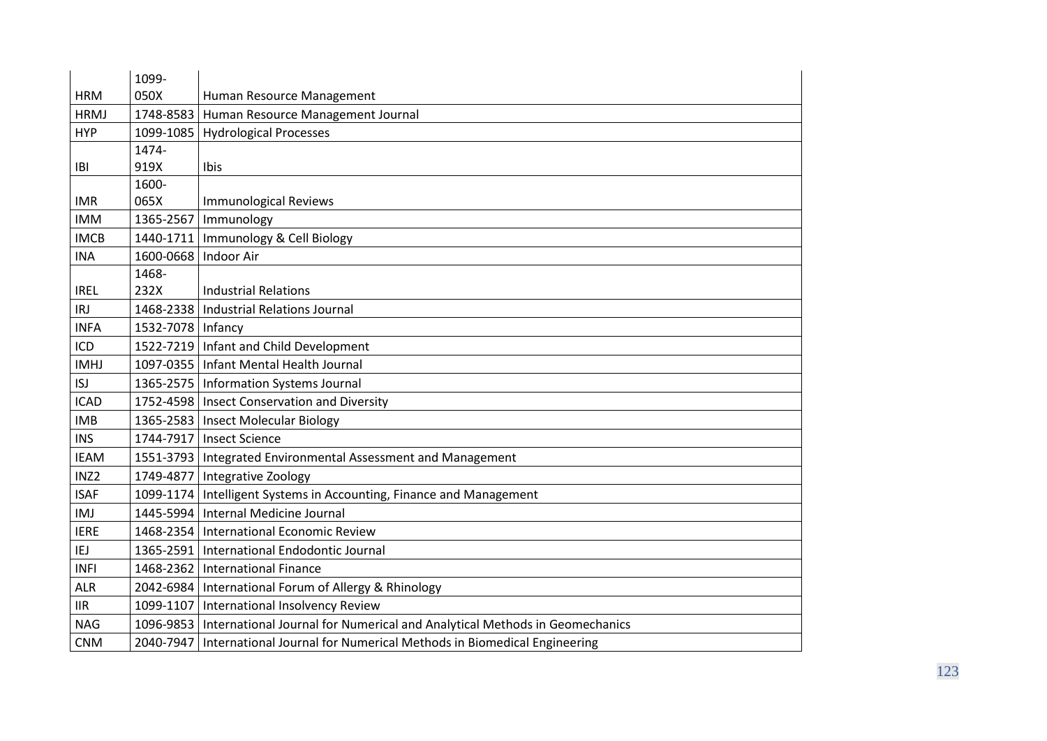| | | |
|---|---|---|
| HRM | 1099-050X | Human Resource Management |
| HRMJ | 1748-8583 | Human Resource Management Journal |
| HYP | 1099-1085 | Hydrological Processes |
| IBI | 1474-919X | Ibis |
| IMR | 1600-065X | Immunological Reviews |
| IMM | 1365-2567 | Immunology |
| IMCB | 1440-1711 | Immunology & Cell Biology |
| INA | 1600-0668 | Indoor Air |
| IREL | 1468-232X | Industrial Relations |
| IRJ | 1468-2338 | Industrial Relations Journal |
| INFA | 1532-7078 | Infancy |
| ICD | 1522-7219 | Infant and Child Development |
| IMHJ | 1097-0355 | Infant Mental Health Journal |
| ISJ | 1365-2575 | Information Systems Journal |
| ICAD | 1752-4598 | Insect Conservation and Diversity |
| IMB | 1365-2583 | Insect Molecular Biology |
| INS | 1744-7917 | Insect Science |
| IEAM | 1551-3793 | Integrated Environmental Assessment and Management |
| INZ2 | 1749-4877 | Integrative Zoology |
| ISAF | 1099-1174 | Intelligent Systems in Accounting, Finance and Management |
| IMJ | 1445-5994 | Internal Medicine Journal |
| IERE | 1468-2354 | International Economic Review |
| IEJ | 1365-2591 | International Endodontic Journal |
| INFI | 1468-2362 | International Finance |
| ALR | 2042-6984 | International Forum of Allergy & Rhinology |
| IIR | 1099-1107 | International Insolvency Review |
| NAG | 1096-9853 | International Journal for Numerical and Analytical Methods in Geomechanics |
| CNM | 2040-7947 | International Journal for Numerical Methods in Biomedical Engineering |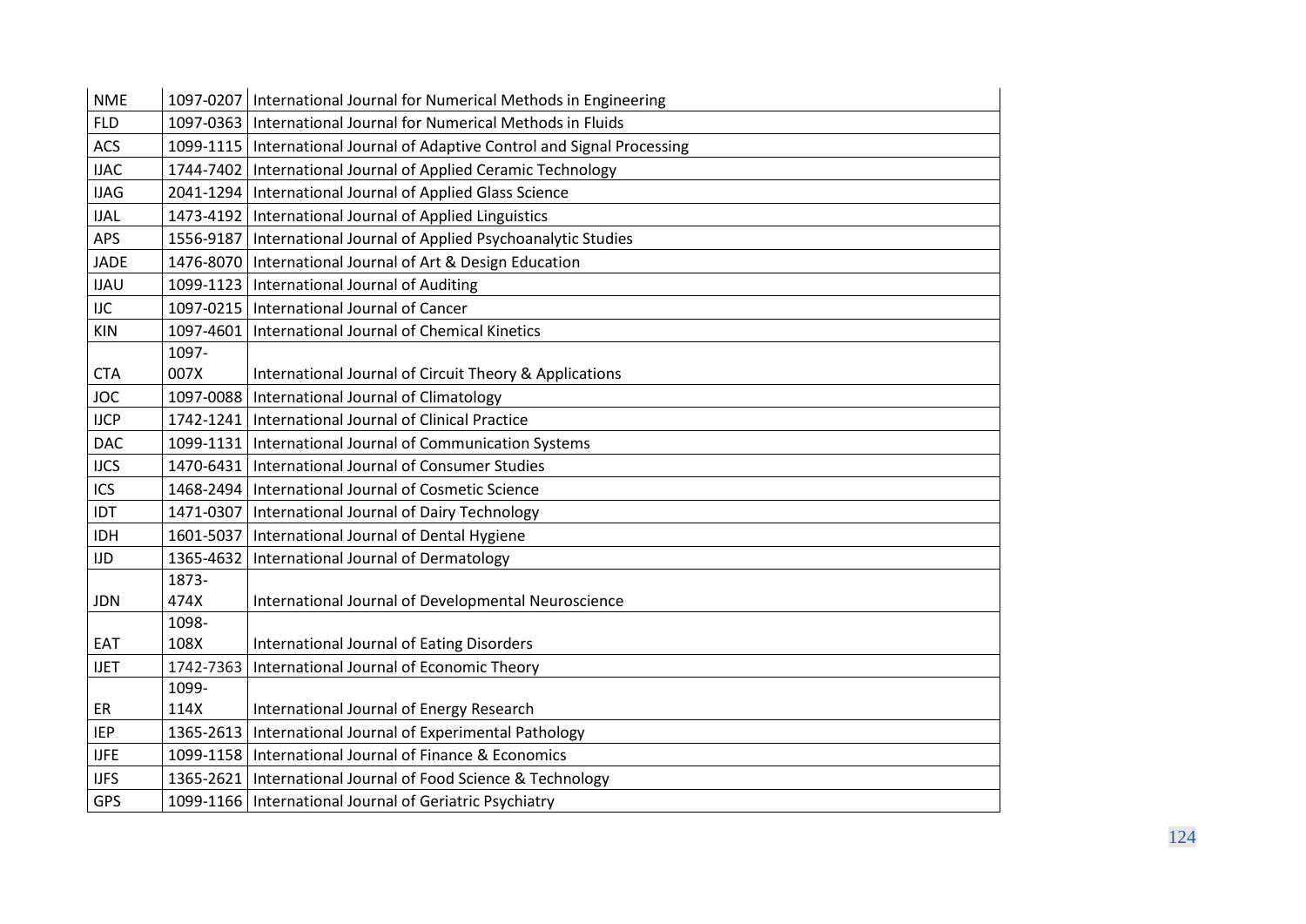| | | |
|---|---|---|
| NME | 1097-0207 | International Journal for Numerical Methods in Engineering |
| FLD | 1097-0363 | International Journal for Numerical Methods in Fluids |
| ACS | 1099-1115 | International Journal of Adaptive Control and Signal Processing |
| IJAC | 1744-7402 | International Journal of Applied Ceramic Technology |
| IJAG | 2041-1294 | International Journal of Applied Glass Science |
| IJAL | 1473-4192 | International Journal of Applied Linguistics |
| APS | 1556-9187 | International Journal of Applied Psychoanalytic Studies |
| JADE | 1476-8070 | International Journal of Art & Design Education |
| IJAU | 1099-1123 | International Journal of Auditing |
| IJC | 1097-0215 | International Journal of Cancer |
| KIN | 1097-4601 | International Journal of Chemical Kinetics |
| CTA | 1097-007X | International Journal of Circuit Theory & Applications |
| JOC | 1097-0088 | International Journal of Climatology |
| IJCP | 1742-1241 | International Journal of Clinical Practice |
| DAC | 1099-1131 | International Journal of Communication Systems |
| IJCS | 1470-6431 | International Journal of Consumer Studies |
| ICS | 1468-2494 | International Journal of Cosmetic Science |
| IDT | 1471-0307 | International Journal of Dairy Technology |
| IDH | 1601-5037 | International Journal of Dental Hygiene |
| IJD | 1365-4632 | International Journal of Dermatology |
| JDN | 1873-474X | International Journal of Developmental Neuroscience |
| EAT | 1098-108X | International Journal of Eating Disorders |
| IJET | 1742-7363 | International Journal of Economic Theory |
| ER | 1099-114X | International Journal of Energy Research |
| IEP | 1365-2613 | International Journal of Experimental Pathology |
| IJFE | 1099-1158 | International Journal of Finance & Economics |
| IJFS | 1365-2621 | International Journal of Food Science & Technology |
| GPS | 1099-1166 | International Journal of Geriatric Psychiatry |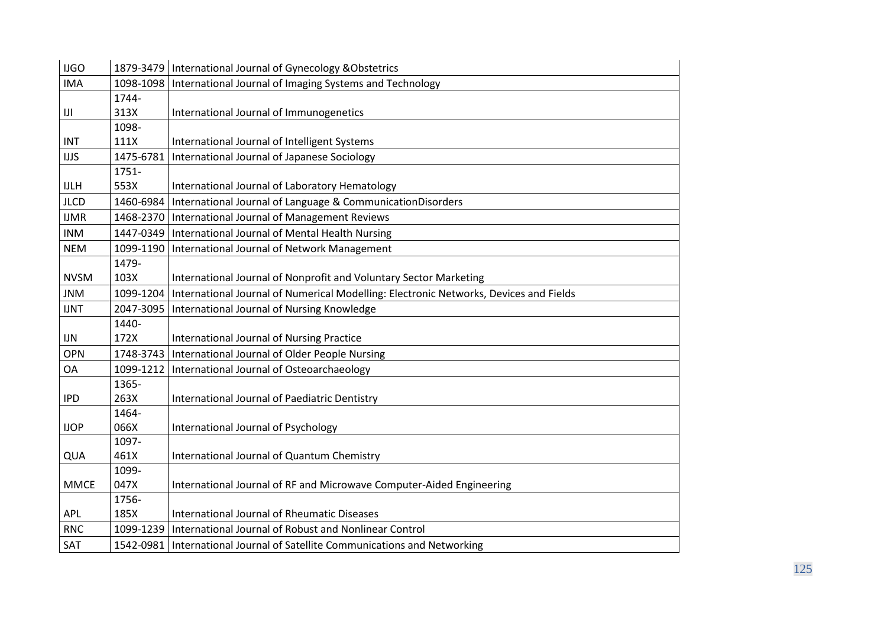| IJGO | 1879-3479 | International Journal of Gynecology &Obstetrics |
|---|---|---|
| IMA | 1098-1098 | International Journal of Imaging Systems and Technology |
| IJI | 1744-313X | International Journal of Immunogenetics |
| INT | 1098-111X | International Journal of Intelligent Systems |
| IJJS | 1475-6781 | International Journal of Japanese Sociology |
| IJLH | 1751-553X | International Journal of Laboratory Hematology |
| JLCD | 1460-6984 | International Journal of Language & CommunicationDisorders |
| IJMR | 1468-2370 | International Journal of Management Reviews |
| INM | 1447-0349 | International Journal of Mental Health Nursing |
| NEM | 1099-1190 | International Journal of Network Management |
| NVSM | 1479-103X | International Journal of Nonprofit and Voluntary Sector Marketing |
| JNM | 1099-1204 | International Journal of Numerical Modelling: Electronic Networks, Devices and Fields |
| IJNT | 2047-3095 | International Journal of Nursing Knowledge |
| IJN | 1440-172X | International Journal of Nursing Practice |
| OPN | 1748-3743 | International Journal of Older People Nursing |
| OA | 1099-1212 | International Journal of Osteoarchaeology |
| IPD | 1365-263X | International Journal of Paediatric Dentistry |
| IJOP | 1464-066X | International Journal of Psychology |
| QUA | 1097-461X | International Journal of Quantum Chemistry |
| MMCE | 1099-047X | International Journal of RF and Microwave Computer-Aided Engineering |
| APL | 1756-185X | International Journal of Rheumatic Diseases |
| RNC | 1099-1239 | International Journal of Robust and Nonlinear Control |
| SAT | 1542-0981 | International Journal of Satellite Communications and Networking |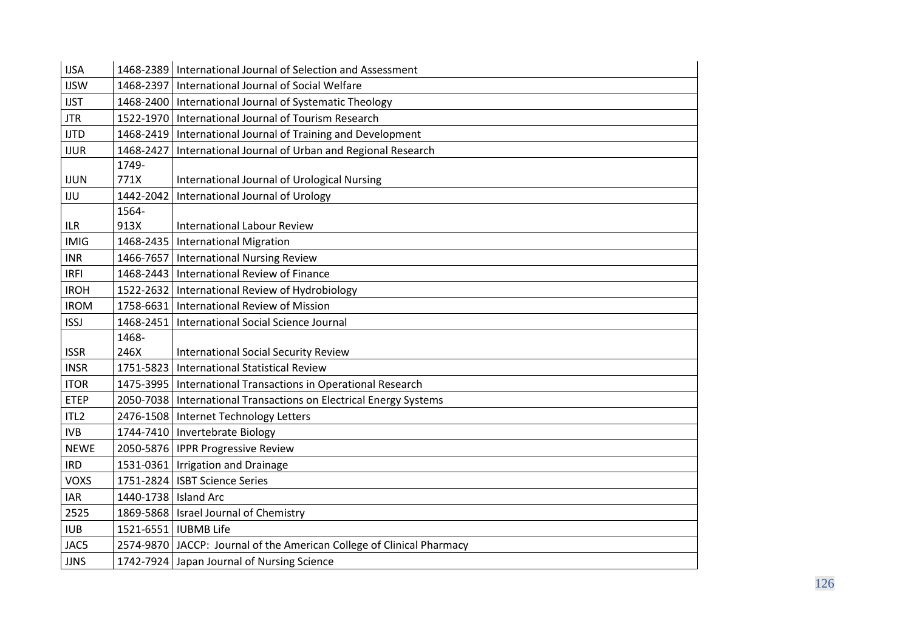| IJSA | 1468-2389 | International Journal of Selection and Assessment |
|---|---|---|
| IJSW | 1468-2397 | International Journal of Social Welfare |
| IJST | 1468-2400 | International Journal of Systematic Theology |
| JTR | 1522-1970 | International Journal of Tourism Research |
| IJTD | 1468-2419 | International Journal of Training and Development |
| IJUR | 1468-2427 | International Journal of Urban and Regional Research |
| IJUN | 1749-771X | International Journal of Urological Nursing |
| IJU | 1442-2042 | International Journal of Urology |
| ILR | 1564-913X | International Labour Review |
| IMIG | 1468-2435 | International Migration |
| INR | 1466-7657 | International Nursing Review |
| IRFI | 1468-2443 | International Review of Finance |
| IROH | 1522-2632 | International Review of Hydrobiology |
| IROM | 1758-6631 | International Review of Mission |
| ISSJ | 1468-2451 | International Social Science Journal |
| ISSR | 1468-246X | International Social Security Review |
| INSR | 1751-5823 | International Statistical Review |
| ITOR | 1475-3995 | International Transactions in Operational Research |
| ETEP | 2050-7038 | International Transactions on Electrical Energy Systems |
| ITL2 | 2476-1508 | Internet Technology Letters |
| IVB | 1744-7410 | Invertebrate Biology |
| NEWE | 2050-5876 | IPPR Progressive Review |
| IRD | 1531-0361 | Irrigation and Drainage |
| VOXS | 1751-2824 | ISBT Science Series |
| IAR | 1440-1738 | Island Arc |
| 2525 | 1869-5868 | Israel Journal of Chemistry |
| IUB | 1521-6551 | IUBMB Life |
| JAC5 | 2574-9870 | JACCP: Journal of the American College of Clinical Pharmacy |
| JJNS | 1742-7924 | Japan Journal of Nursing Science |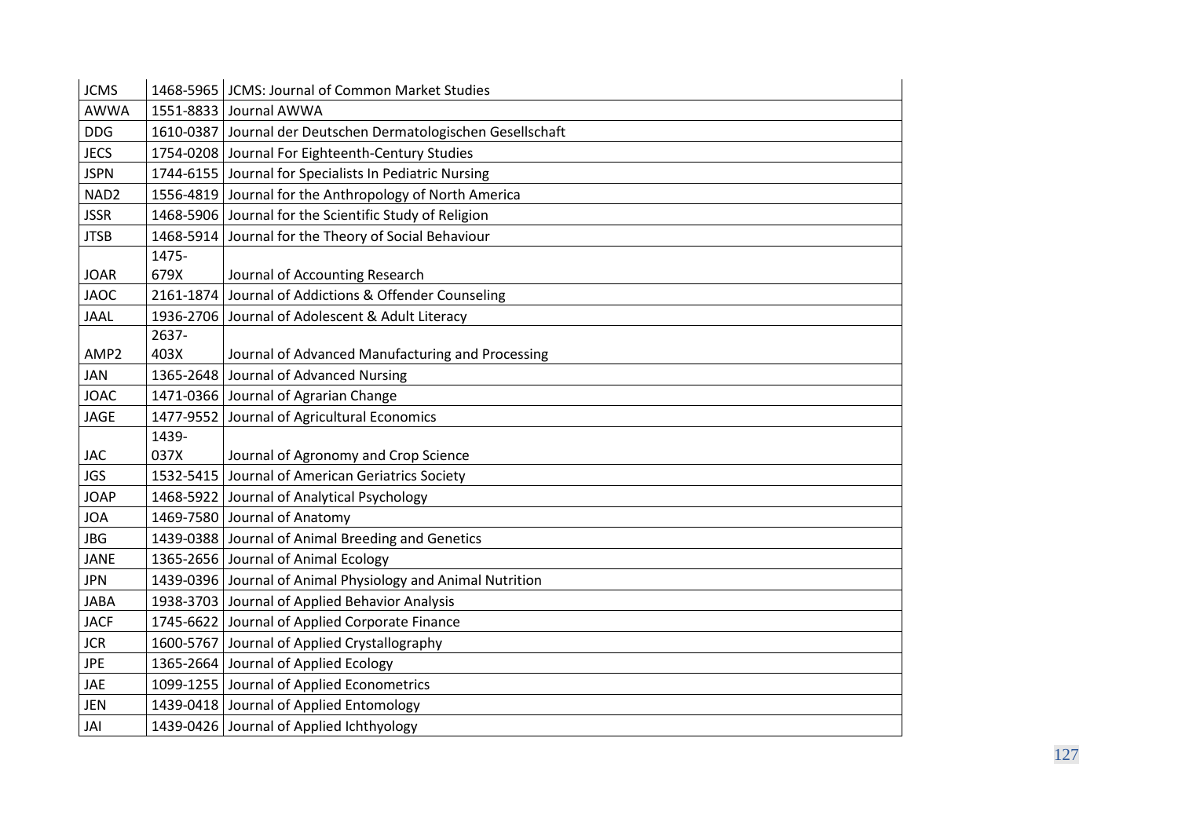| | | |
|---|---|---|
| JCMS | 1468-5965 | JCMS: Journal of Common Market Studies |
| AWWA | 1551-8833 | Journal AWWA |
| DDG | 1610-0387 | Journal der Deutschen Dermatologischen Gesellschaft |
| JECS | 1754-0208 | Journal For Eighteenth-Century Studies |
| JSPN | 1744-6155 | Journal for Specialists In Pediatric Nursing |
| NAD2 | 1556-4819 | Journal for the Anthropology of North America |
| JSSR | 1468-5906 | Journal for the Scientific Study of Religion |
| JTSB | 1468-5914 | Journal for the Theory of Social Behaviour |
| JOAR | 1475-679X | Journal of Accounting Research |
| JAOC | 2161-1874 | Journal of Addictions & Offender Counseling |
| JAAL | 1936-2706 | Journal of Adolescent & Adult Literacy |
| AMP2 | 2637-403X | Journal of Advanced Manufacturing and Processing |
| JAN | 1365-2648 | Journal of Advanced Nursing |
| JOAC | 1471-0366 | Journal of Agrarian Change |
| JAGE | 1477-9552 | Journal of Agricultural Economics |
| JAC | 1439-037X | Journal of Agronomy and Crop Science |
| JGS | 1532-5415 | Journal of American Geriatrics Society |
| JOAP | 1468-5922 | Journal of Analytical Psychology |
| JOA | 1469-7580 | Journal of Anatomy |
| JBG | 1439-0388 | Journal of Animal Breeding and Genetics |
| JANE | 1365-2656 | Journal of Animal Ecology |
| JPN | 1439-0396 | Journal of Animal Physiology and Animal Nutrition |
| JABA | 1938-3703 | Journal of Applied Behavior Analysis |
| JACF | 1745-6622 | Journal of Applied Corporate Finance |
| JCR | 1600-5767 | Journal of Applied Crystallography |
| JPE | 1365-2664 | Journal of Applied Ecology |
| JAE | 1099-1255 | Journal of Applied Econometrics |
| JEN | 1439-0418 | Journal of Applied Entomology |
| JAI | 1439-0426 | Journal of Applied Ichthyology |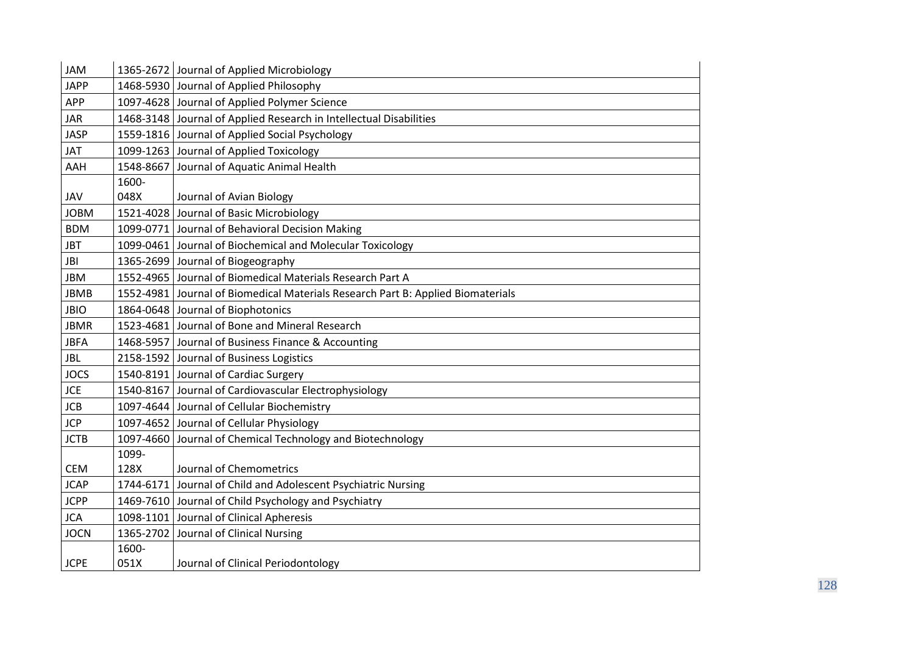| JAM | 1365-2672 | Journal of Applied Microbiology |
|---|---|---|
| JAPP | 1468-5930 | Journal of Applied Philosophy |
| APP | 1097-4628 | Journal of Applied Polymer Science |
| JAR | 1468-3148 | Journal of Applied Research in Intellectual Disabilities |
| JASP | 1559-1816 | Journal of Applied Social Psychology |
| JAT | 1099-1263 | Journal of Applied Toxicology |
| AAH | 1548-8667 | Journal of Aquatic Animal Health |
| JAV | 1600-048X | Journal of Avian Biology |
| JOBM | 1521-4028 | Journal of Basic Microbiology |
| BDM | 1099-0771 | Journal of Behavioral Decision Making |
| JBT | 1099-0461 | Journal of Biochemical and Molecular Toxicology |
| JBI | 1365-2699 | Journal of Biogeography |
| JBM | 1552-4965 | Journal of Biomedical Materials Research Part A |
| JBMB | 1552-4981 | Journal of Biomedical Materials Research Part B: Applied Biomaterials |
| JBIO | 1864-0648 | Journal of Biophotonics |
| JBMR | 1523-4681 | Journal of Bone and Mineral Research |
| JBFA | 1468-5957 | Journal of Business Finance & Accounting |
| JBL | 2158-1592 | Journal of Business Logistics |
| JOCS | 1540-8191 | Journal of Cardiac Surgery |
| JCE | 1540-8167 | Journal of Cardiovascular Electrophysiology |
| JCB | 1097-4644 | Journal of Cellular Biochemistry |
| JCP | 1097-4652 | Journal of Cellular Physiology |
| JCTB | 1097-4660 | Journal of Chemical Technology and Biotechnology |
| CEM | 1099-128X | Journal of Chemometrics |
| JCAP | 1744-6171 | Journal of Child and Adolescent Psychiatric Nursing |
| JCPP | 1469-7610 | Journal of Child Psychology and Psychiatry |
| JCA | 1098-1101 | Journal of Clinical Apheresis |
| JOCN | 1365-2702 | Journal of Clinical Nursing |
| JCPE | 1600-051X | Journal of Clinical Periodontology |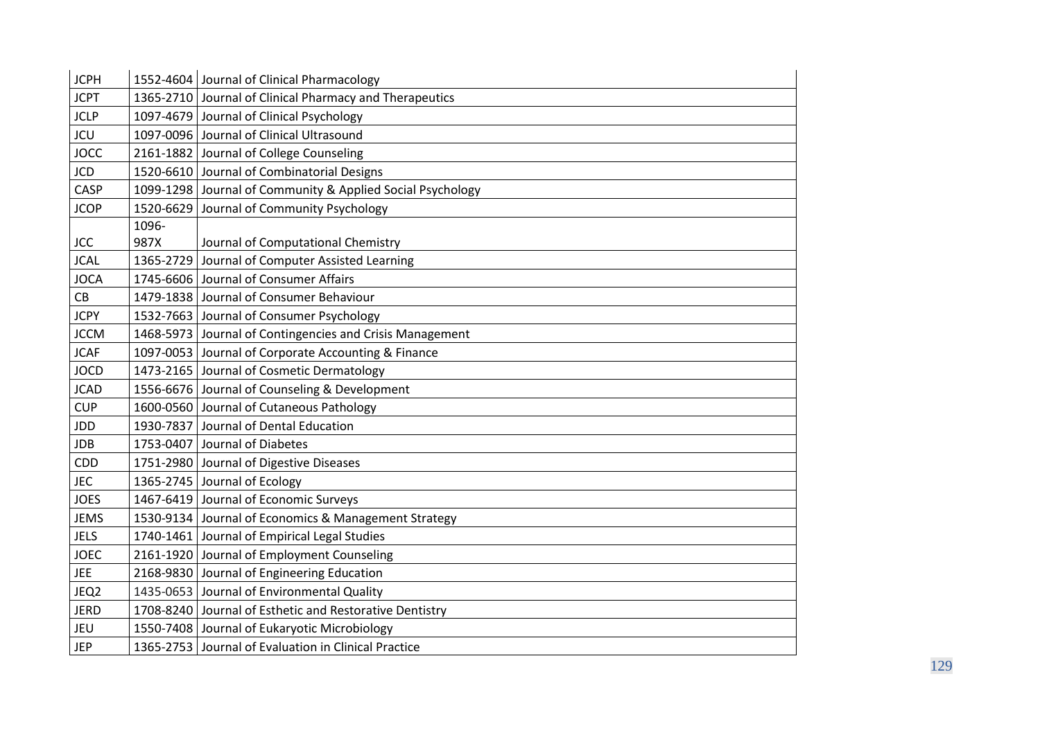| JCPH | 1552-4604 | Journal of Clinical Pharmacology |
|---|---|---|
| JCPT | 1365-2710 | Journal of Clinical Pharmacy and Therapeutics |
| JCLP | 1097-4679 | Journal of Clinical Psychology |
| JCU | 1097-0096 | Journal of Clinical Ultrasound |
| JOCC | 2161-1882 | Journal of College Counseling |
| JCD | 1520-6610 | Journal of Combinatorial Designs |
| CASP | 1099-1298 | Journal of Community & Applied Social Psychology |
| JCOP | 1520-6629 | Journal of Community Psychology |
| JCC | 1096-987X | Journal of Computational Chemistry |
| JCAL | 1365-2729 | Journal of Computer Assisted Learning |
| JOCA | 1745-6606 | Journal of Consumer Affairs |
| CB | 1479-1838 | Journal of Consumer Behaviour |
| JCPY | 1532-7663 | Journal of Consumer Psychology |
| JCCM | 1468-5973 | Journal of Contingencies and Crisis Management |
| JCAF | 1097-0053 | Journal of Corporate Accounting & Finance |
| JOCD | 1473-2165 | Journal of Cosmetic Dermatology |
| JCAD | 1556-6676 | Journal of Counseling & Development |
| CUP | 1600-0560 | Journal of Cutaneous Pathology |
| JDD | 1930-7837 | Journal of Dental Education |
| JDB | 1753-0407 | Journal of Diabetes |
| CDD | 1751-2980 | Journal of Digestive Diseases |
| JEC | 1365-2745 | Journal of Ecology |
| JOES | 1467-6419 | Journal of Economic Surveys |
| JEMS | 1530-9134 | Journal of Economics & Management Strategy |
| JELS | 1740-1461 | Journal of Empirical Legal Studies |
| JOEC | 2161-1920 | Journal of Employment Counseling |
| JEE | 2168-9830 | Journal of Engineering Education |
| JEQ2 | 1435-0653 | Journal of Environmental Quality |
| JERD | 1708-8240 | Journal of Esthetic and Restorative Dentistry |
| JEU | 1550-7408 | Journal of Eukaryotic Microbiology |
| JEP | 1365-2753 | Journal of Evaluation in Clinical Practice |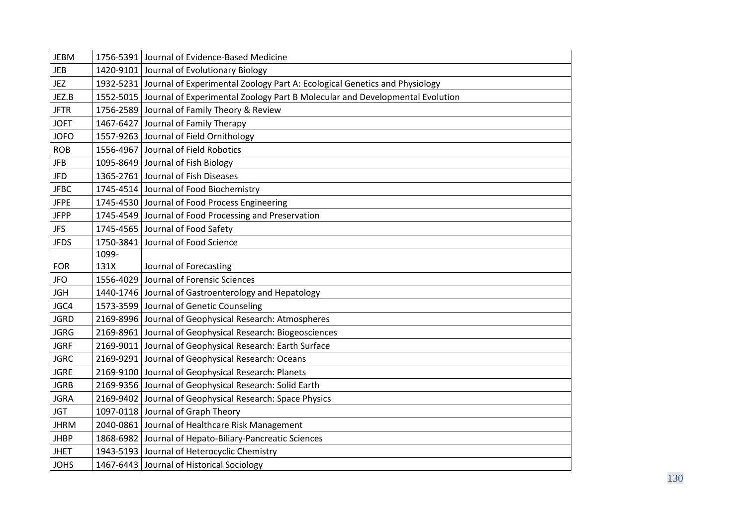| JEBM | 1756-5391 | Journal of Evidence-Based Medicine |
|---|---|---|
| JEB | 1420-9101 | Journal of Evolutionary Biology |
| JEZ | 1932-5231 | Journal of Experimental Zoology Part A: Ecological Genetics and Physiology |
| JEZ.B | 1552-5015 | Journal of Experimental Zoology Part B Molecular and Developmental Evolution |
| JFTR | 1756-2589 | Journal of Family Theory & Review |
| JOFT | 1467-6427 | Journal of Family Therapy |
| JOFO | 1557-9263 | Journal of Field Ornithology |
| ROB | 1556-4967 | Journal of Field Robotics |
| JFB | 1095-8649 | Journal of Fish Biology |
| JFD | 1365-2761 | Journal of Fish Diseases |
| JFBC | 1745-4514 | Journal of Food Biochemistry |
| JFPE | 1745-4530 | Journal of Food Process Engineering |
| JFPP | 1745-4549 | Journal of Food Processing and Preservation |
| JFS | 1745-4565 | Journal of Food Safety |
| JFDS | 1750-3841 | Journal of Food Science |
| FOR | 1099-131X | Journal of Forecasting |
| JFO | 1556-4029 | Journal of Forensic Sciences |
| JGH | 1440-1746 | Journal of Gastroenterology and Hepatology |
| JGC4 | 1573-3599 | Journal of Genetic Counseling |
| JGRD | 2169-8996 | Journal of Geophysical Research: Atmospheres |
| JGRG | 2169-8961 | Journal of Geophysical Research: Biogeosciences |
| JGRF | 2169-9011 | Journal of Geophysical Research: Earth Surface |
| JGRC | 2169-9291 | Journal of Geophysical Research: Oceans |
| JGRE | 2169-9100 | Journal of Geophysical Research: Planets |
| JGRB | 2169-9356 | Journal of Geophysical Research: Solid Earth |
| JGRA | 2169-9402 | Journal of Geophysical Research: Space Physics |
| JGT | 1097-0118 | Journal of Graph Theory |
| JHRM | 2040-0861 | Journal of Healthcare Risk Management |
| JHBP | 1868-6982 | Journal of Hepato-Biliary-Pancreatic Sciences |
| JHET | 1943-5193 | Journal of Heterocyclic Chemistry |
| JOHS | 1467-6443 | Journal of Historical Sociology |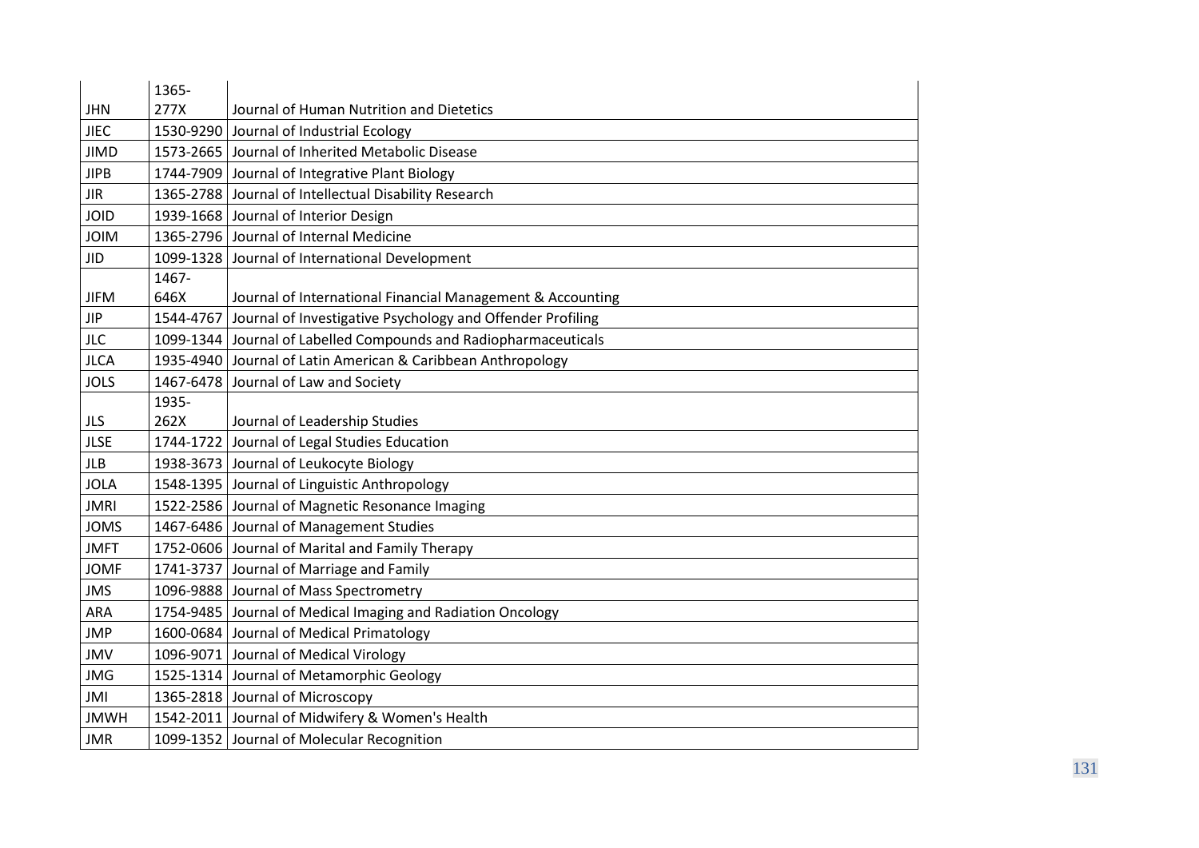| | | |
|---|---|---|
| JHN | 1365-277X | Journal of Human Nutrition and Dietetics |
| JIEC | 1530-9290 | Journal of Industrial Ecology |
| JIMD | 1573-2665 | Journal of Inherited Metabolic Disease |
| JIPB | 1744-7909 | Journal of Integrative Plant Biology |
| JIR | 1365-2788 | Journal of Intellectual Disability Research |
| JOID | 1939-1668 | Journal of Interior Design |
| JOIM | 1365-2796 | Journal of Internal Medicine |
| JID | 1099-1328 | Journal of International Development |
| JIFM | 1467-646X | Journal of International Financial Management & Accounting |
| JIP | 1544-4767 | Journal of Investigative Psychology and Offender Profiling |
| JLC | 1099-1344 | Journal of Labelled Compounds and Radiopharmaceuticals |
| JLCA | 1935-4940 | Journal of Latin American & Caribbean Anthropology |
| JOLS | 1467-6478 | Journal of Law and Society |
| JLS | 1935-262X | Journal of Leadership Studies |
| JLSE | 1744-1722 | Journal of Legal Studies Education |
| JLB | 1938-3673 | Journal of Leukocyte Biology |
| JOLA | 1548-1395 | Journal of Linguistic Anthropology |
| JMRI | 1522-2586 | Journal of Magnetic Resonance Imaging |
| JOMS | 1467-6486 | Journal of Management Studies |
| JMFT | 1752-0606 | Journal of Marital and Family Therapy |
| JOMF | 1741-3737 | Journal of Marriage and Family |
| JMS | 1096-9888 | Journal of Mass Spectrometry |
| ARA | 1754-9485 | Journal of Medical Imaging and Radiation Oncology |
| JMP | 1600-0684 | Journal of Medical Primatology |
| JMV | 1096-9071 | Journal of Medical Virology |
| JMG | 1525-1314 | Journal of Metamorphic Geology |
| JMI | 1365-2818 | Journal of Microscopy |
| JMWH | 1542-2011 | Journal of Midwifery & Women's Health |
| JMR | 1099-1352 | Journal of Molecular Recognition |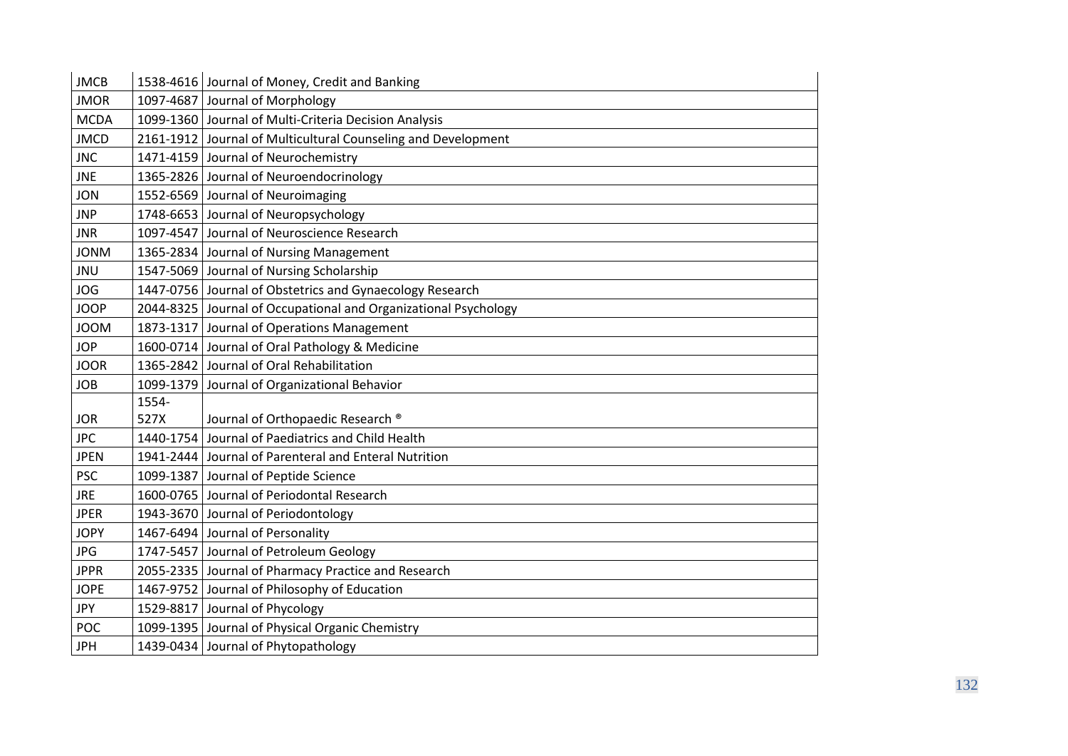| JMCB | 1538-4616 | Journal of Money, Credit and Banking |
|---|---|---|
| JMOR | 1097-4687 | Journal of Morphology |
| MCDA | 1099-1360 | Journal of Multi-Criteria Decision Analysis |
| JMCD | 2161-1912 | Journal of Multicultural Counseling and Development |
| JNC | 1471-4159 | Journal of Neurochemistry |
| JNE | 1365-2826 | Journal of Neuroendocrinology |
| JON | 1552-6569 | Journal of Neuroimaging |
| JNP | 1748-6653 | Journal of Neuropsychology |
| JNR | 1097-4547 | Journal of Neuroscience Research |
| JONM | 1365-2834 | Journal of Nursing Management |
| JNU | 1547-5069 | Journal of Nursing Scholarship |
| JOG | 1447-0756 | Journal of Obstetrics and Gynaecology Research |
| JOOP | 2044-8325 | Journal of Occupational and Organizational Psychology |
| JOOM | 1873-1317 | Journal of Operations Management |
| JOP | 1600-0714 | Journal of Oral Pathology & Medicine |
| JOOR | 1365-2842 | Journal of Oral Rehabilitation |
| JOB | 1099-1379 | Journal of Organizational Behavior |
| JOR | 1554-527X | Journal of Orthopaedic Research ® |
| JPC | 1440-1754 | Journal of Paediatrics and Child Health |
| JPEN | 1941-2444 | Journal of Parenteral and Enteral Nutrition |
| PSC | 1099-1387 | Journal of Peptide Science |
| JRE | 1600-0765 | Journal of Periodontal Research |
| JPER | 1943-3670 | Journal of Periodontology |
| JOPY | 1467-6494 | Journal of Personality |
| JPG | 1747-5457 | Journal of Petroleum Geology |
| JPPR | 2055-2335 | Journal of Pharmacy Practice and Research |
| JOPE | 1467-9752 | Journal of Philosophy of Education |
| JPY | 1529-8817 | Journal of Phycology |
| POC | 1099-1395 | Journal of Physical Organic Chemistry |
| JPH | 1439-0434 | Journal of Phytopathology |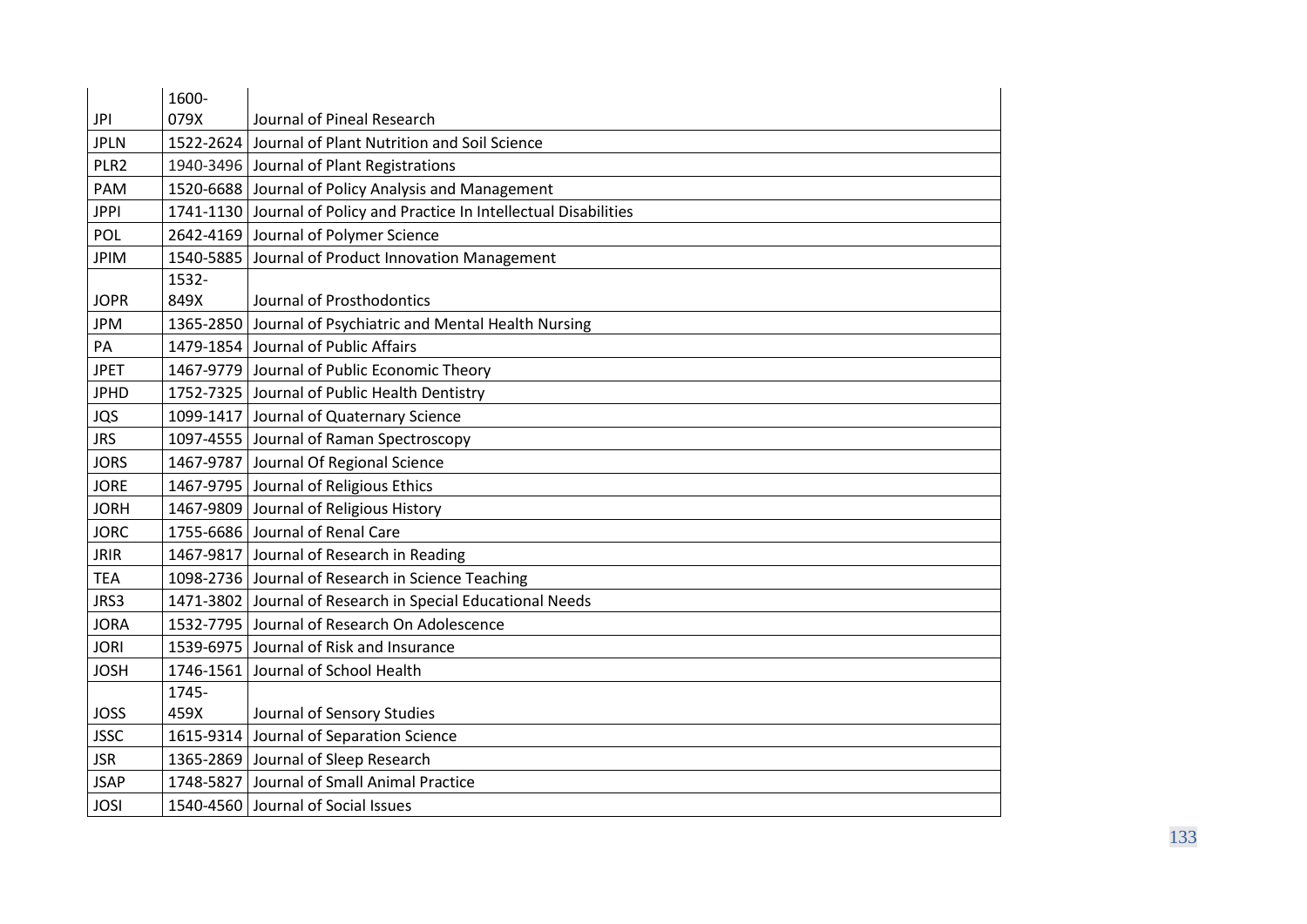| | | |
|---|---|---|
| JPI | 1600-079X | Journal of Pineal Research |
| JPLN | 1522-2624 | Journal of Plant Nutrition and Soil Science |
| PLR2 | 1940-3496 | Journal of Plant Registrations |
| PAM | 1520-6688 | Journal of Policy Analysis and Management |
| JPPI | 1741-1130 | Journal of Policy and Practice In Intellectual Disabilities |
| POL | 2642-4169 | Journal of Polymer Science |
| JPIM | 1540-5885 | Journal of Product Innovation Management |
| JOPR | 1532-849X | Journal of Prosthodontics |
| JPM | 1365-2850 | Journal of Psychiatric and Mental Health Nursing |
| PA | 1479-1854 | Journal of Public Affairs |
| JPET | 1467-9779 | Journal of Public Economic Theory |
| JPHD | 1752-7325 | Journal of Public Health Dentistry |
| JQS | 1099-1417 | Journal of Quaternary Science |
| JRS | 1097-4555 | Journal of Raman Spectroscopy |
| JORS | 1467-9787 | Journal Of Regional Science |
| JORE | 1467-9795 | Journal of Religious Ethics |
| JORH | 1467-9809 | Journal of Religious History |
| JORC | 1755-6686 | Journal of Renal Care |
| JRIR | 1467-9817 | Journal of Research in Reading |
| TEA | 1098-2736 | Journal of Research in Science Teaching |
| JRS3 | 1471-3802 | Journal of Research in Special Educational Needs |
| JORA | 1532-7795 | Journal of Research On Adolescence |
| JORI | 1539-6975 | Journal of Risk and Insurance |
| JOSH | 1746-1561 | Journal of School Health |
| JOSS | 1745-459X | Journal of Sensory Studies |
| JSSC | 1615-9314 | Journal of Separation Science |
| JSR | 1365-2869 | Journal of Sleep Research |
| JSAP | 1748-5827 | Journal of Small Animal Practice |
| JOSI | 1540-4560 | Journal of Social Issues |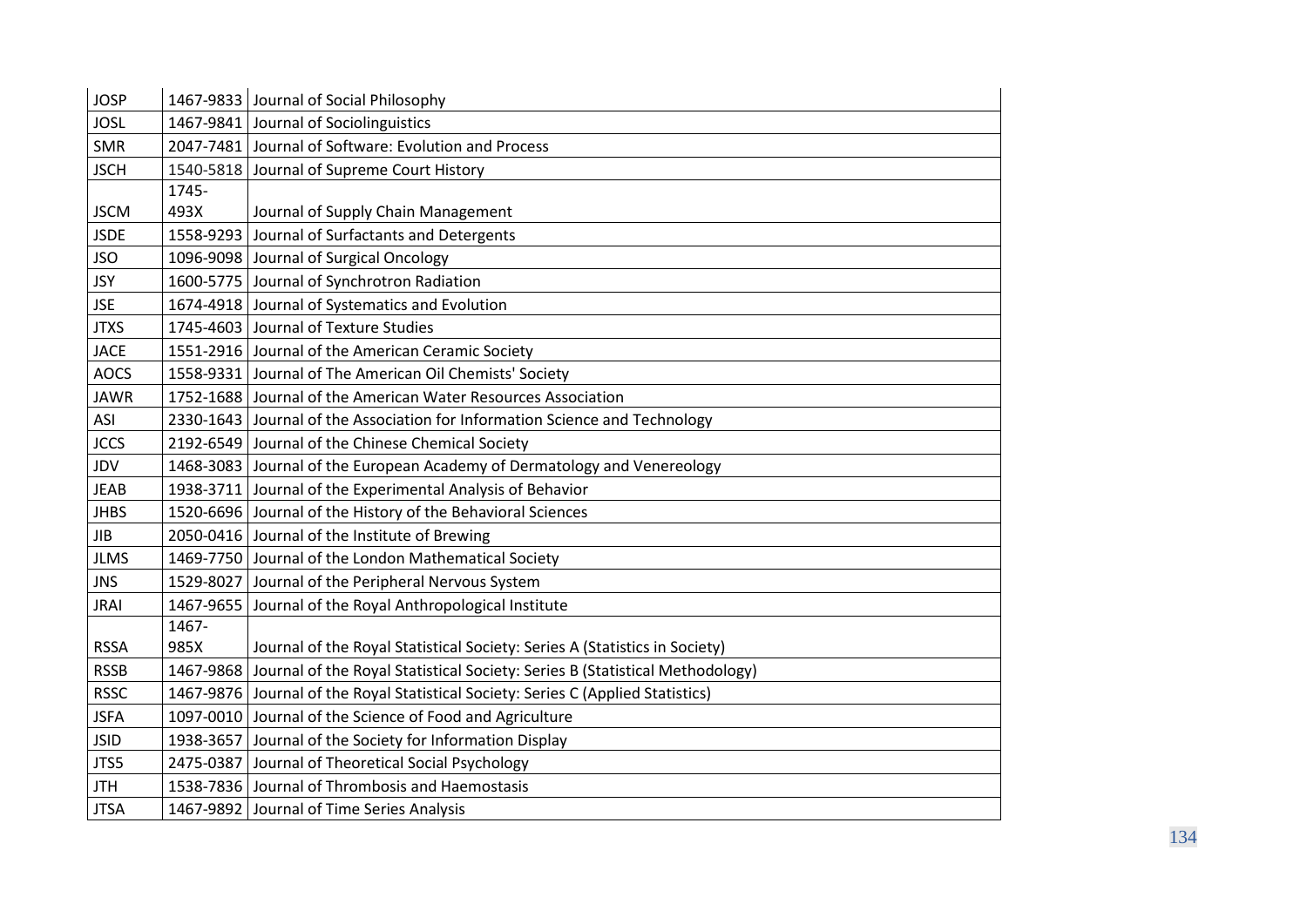| JOSP | 1467-9833 | Journal of Social Philosophy |
|---|---|---|
| JOSL | 1467-9841 | Journal of Sociolinguistics |
| SMR | 2047-7481 | Journal of Software: Evolution and Process |
| JSCH | 1540-5818 | Journal of Supreme Court History |
| JSCM | 1745-493X | Journal of Supply Chain Management |
| JSDE | 1558-9293 | Journal of Surfactants and Detergents |
| JSO | 1096-9098 | Journal of Surgical Oncology |
| JSY | 1600-5775 | Journal of Synchrotron Radiation |
| JSE | 1674-4918 | Journal of Systematics and Evolution |
| JTXS | 1745-4603 | Journal of Texture Studies |
| JACE | 1551-2916 | Journal of the American Ceramic Society |
| AOCS | 1558-9331 | Journal of The American Oil Chemists' Society |
| JAWR | 1752-1688 | Journal of the American Water Resources Association |
| ASI | 2330-1643 | Journal of the Association for Information Science and Technology |
| JCCS | 2192-6549 | Journal of the Chinese Chemical Society |
| JDV | 1468-3083 | Journal of the European Academy of Dermatology and Venereology |
| JEAB | 1938-3711 | Journal of the Experimental Analysis of Behavior |
| JHBS | 1520-6696 | Journal of the History of the Behavioral Sciences |
| JIB | 2050-0416 | Journal of the Institute of Brewing |
| JLMS | 1469-7750 | Journal of the London Mathematical Society |
| JNS | 1529-8027 | Journal of the Peripheral Nervous System |
| JRAI | 1467-9655 | Journal of the Royal Anthropological Institute |
| RSSA | 1467-985X | Journal of the Royal Statistical Society: Series A (Statistics in Society) |
| RSSB | 1467-9868 | Journal of the Royal Statistical Society: Series B (Statistical Methodology) |
| RSSC | 1467-9876 | Journal of the Royal Statistical Society: Series C (Applied Statistics) |
| JSFA | 1097-0010 | Journal of the Science of Food and Agriculture |
| JSID | 1938-3657 | Journal of the Society for Information Display |
| JTS5 | 2475-0387 | Journal of Theoretical Social Psychology |
| JTH | 1538-7836 | Journal of Thrombosis and Haemostasis |
| JTSA | 1467-9892 | Journal of Time Series Analysis |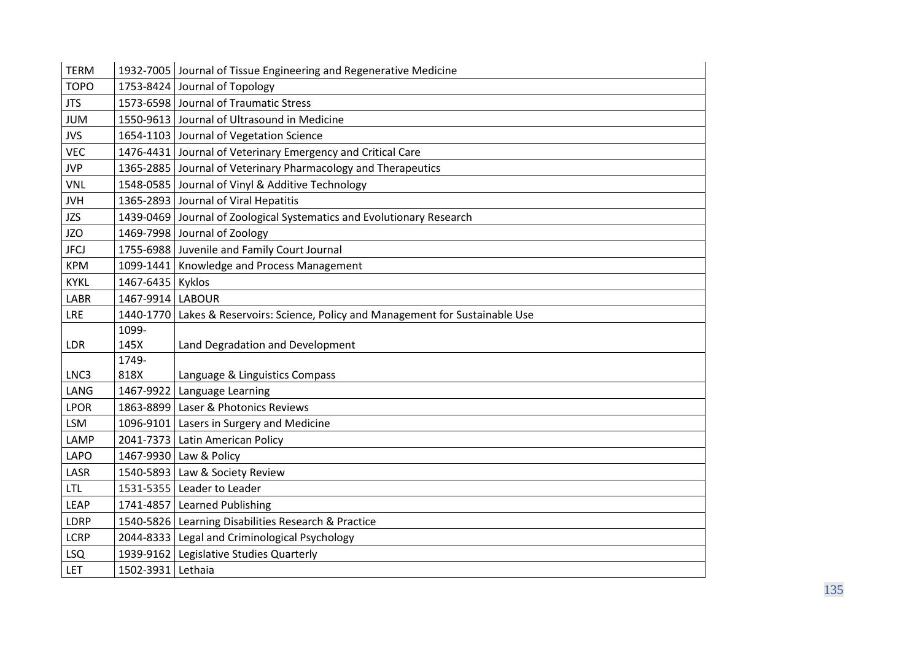| TERM | 1932-7005 | Journal of Tissue Engineering and Regenerative Medicine |
|---|---|---|
| TOPO | 1753-8424 | Journal of Topology |
| JTS | 1573-6598 | Journal of Traumatic Stress |
| JUM | 1550-9613 | Journal of Ultrasound in Medicine |
| JVS | 1654-1103 | Journal of Vegetation Science |
| VEC | 1476-4431 | Journal of Veterinary Emergency and Critical Care |
| JVP | 1365-2885 | Journal of Veterinary Pharmacology and Therapeutics |
| VNL | 1548-0585 | Journal of Vinyl & Additive Technology |
| JVH | 1365-2893 | Journal of Viral Hepatitis |
| JZS | 1439-0469 | Journal of Zoological Systematics and Evolutionary Research |
| JZO | 1469-7998 | Journal of Zoology |
| JFCJ | 1755-6988 | Juvenile and Family Court Journal |
| KPM | 1099-1441 | Knowledge and Process Management |
| KYKL | 1467-6435 | Kyklos |
| LABR | 1467-9914 | LABOUR |
| LRE | 1440-1770 | Lakes & Reservoirs: Science, Policy and Management for Sustainable Use |
| LDR | 1099-145X | Land Degradation and Development |
| LNC3 | 1749-818X | Language & Linguistics Compass |
| LANG | 1467-9922 | Language Learning |
| LPOR | 1863-8899 | Laser & Photonics Reviews |
| LSM | 1096-9101 | Lasers in Surgery and Medicine |
| LAMP | 2041-7373 | Latin American Policy |
| LAPO | 1467-9930 | Law & Policy |
| LASR | 1540-5893 | Law & Society Review |
| LTL | 1531-5355 | Leader to Leader |
| LEAP | 1741-4857 | Learned Publishing |
| LDRP | 1540-5826 | Learning Disabilities Research & Practice |
| LCRP | 2044-8333 | Legal and Criminological Psychology |
| LSQ | 1939-9162 | Legislative Studies Quarterly |
| LET | 1502-3931 | Lethaia |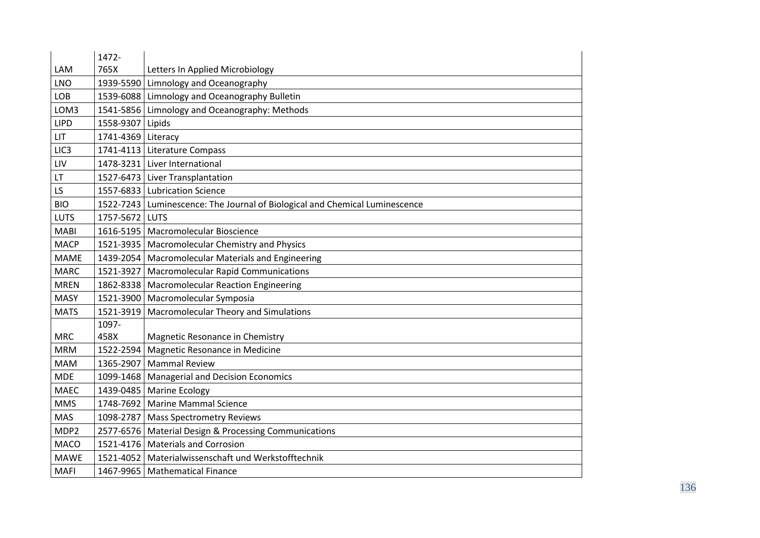| | | |
|---|---|---|
| LAM | 1472-765X | Letters In Applied Microbiology |
| LNO | 1939-5590 | Limnology and Oceanography |
| LOB | 1539-6088 | Limnology and Oceanography Bulletin |
| LOM3 | 1541-5856 | Limnology and Oceanography: Methods |
| LIPD | 1558-9307 | Lipids |
| LIT | 1741-4369 | Literacy |
| LIC3 | 1741-4113 | Literature Compass |
| LIV | 1478-3231 | Liver International |
| LT | 1527-6473 | Liver Transplantation |
| LS | 1557-6833 | Lubrication Science |
| BIO | 1522-7243 | Luminescence: The Journal of Biological and Chemical Luminescence |
| LUTS | 1757-5672 | LUTS |
| MABI | 1616-5195 | Macromolecular Bioscience |
| MACP | 1521-3935 | Macromolecular Chemistry and Physics |
| MAME | 1439-2054 | Macromolecular Materials and Engineering |
| MARC | 1521-3927 | Macromolecular Rapid Communications |
| MREN | 1862-8338 | Macromolecular Reaction Engineering |
| MASY | 1521-3900 | Macromolecular Symposia |
| MATS | 1521-3919 | Macromolecular Theory and Simulations |
| MRC | 1097-458X | Magnetic Resonance in Chemistry |
| MRM | 1522-2594 | Magnetic Resonance in Medicine |
| MAM | 1365-2907 | Mammal Review |
| MDE | 1099-1468 | Managerial and Decision Economics |
| MAEC | 1439-0485 | Marine Ecology |
| MMS | 1748-7692 | Marine Mammal Science |
| MAS | 1098-2787 | Mass Spectrometry Reviews |
| MDP2 | 2577-6576 | Material Design & Processing Communications |
| MACO | 1521-4176 | Materials and Corrosion |
| MAWE | 1521-4052 | Materialwissenschaft und Werkstofftechnik |
| MAFI | 1467-9965 | Mathematical Finance |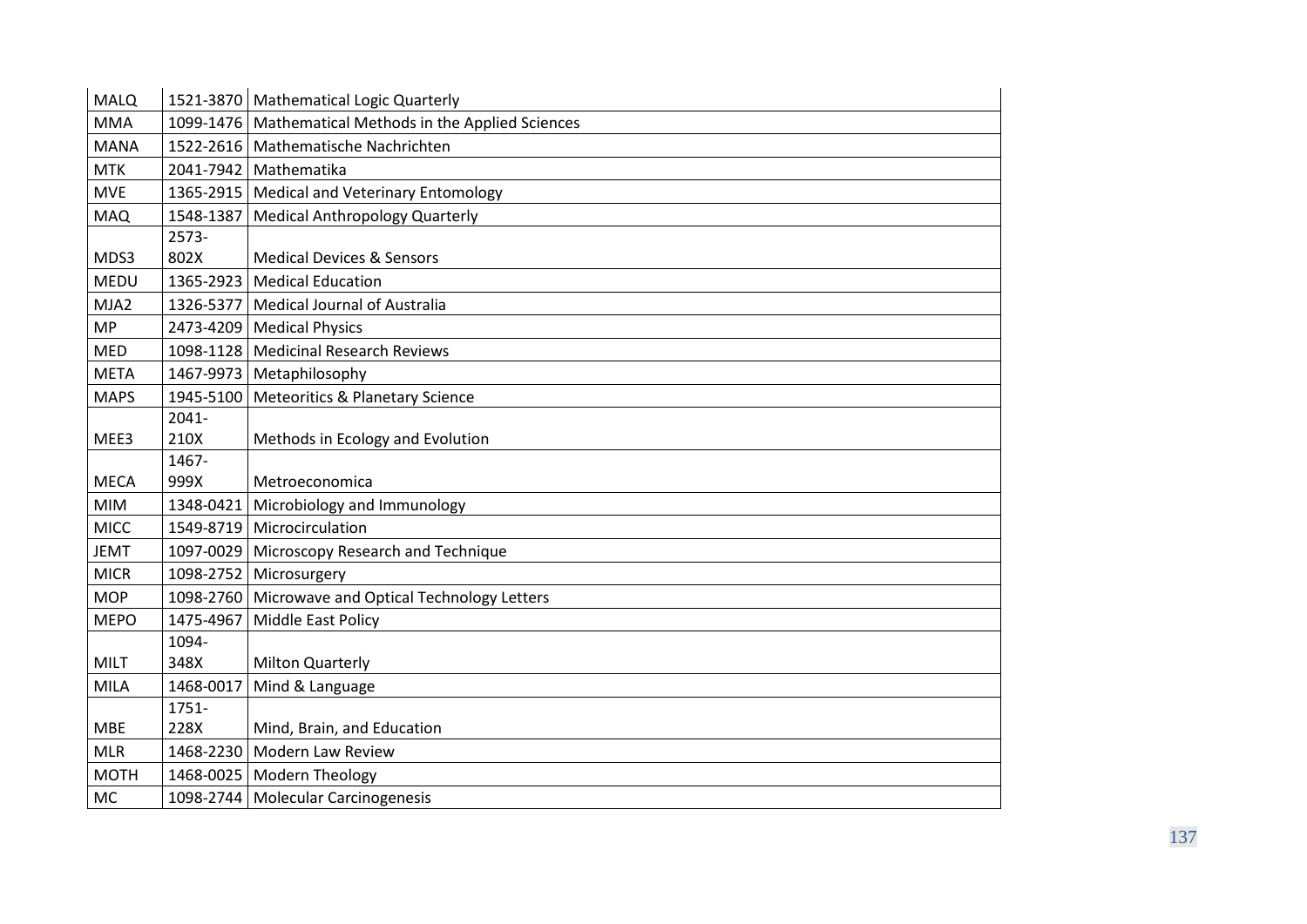| MALQ | 1521-3870 | Mathematical Logic Quarterly |
|---|---|---|
| MMA | 1099-1476 | Mathematical Methods in the Applied Sciences |
| MANA | 1522-2616 | Mathematische Nachrichten |
| MTK | 2041-7942 | Mathematika |
| MVE | 1365-2915 | Medical and Veterinary Entomology |
| MAQ | 1548-1387 | Medical Anthropology Quarterly |
| MDS3 | 2573-802X | Medical Devices & Sensors |
| MEDU | 1365-2923 | Medical Education |
| MJA2 | 1326-5377 | Medical Journal of Australia |
| MP | 2473-4209 | Medical Physics |
| MED | 1098-1128 | Medicinal Research Reviews |
| META | 1467-9973 | Metaphilosophy |
| MAPS | 1945-5100 | Meteoritics & Planetary Science |
| MEE3 | 2041-210X | Methods in Ecology and Evolution |
| MECA | 1467-999X | Metroeconomica |
| MIM | 1348-0421 | Microbiology and Immunology |
| MICC | 1549-8719 | Microcirculation |
| JEMT | 1097-0029 | Microscopy Research and Technique |
| MICR | 1098-2752 | Microsurgery |
| MOP | 1098-2760 | Microwave and Optical Technology Letters |
| MEPO | 1475-4967 | Middle East Policy |
| MILT | 1094-348X | Milton Quarterly |
| MILA | 1468-0017 | Mind & Language |
| MBE | 1751-228X | Mind, Brain, and Education |
| MLR | 1468-2230 | Modern Law Review |
| MOTH | 1468-0025 | Modern Theology |
| MC | 1098-2744 | Molecular Carcinogenesis |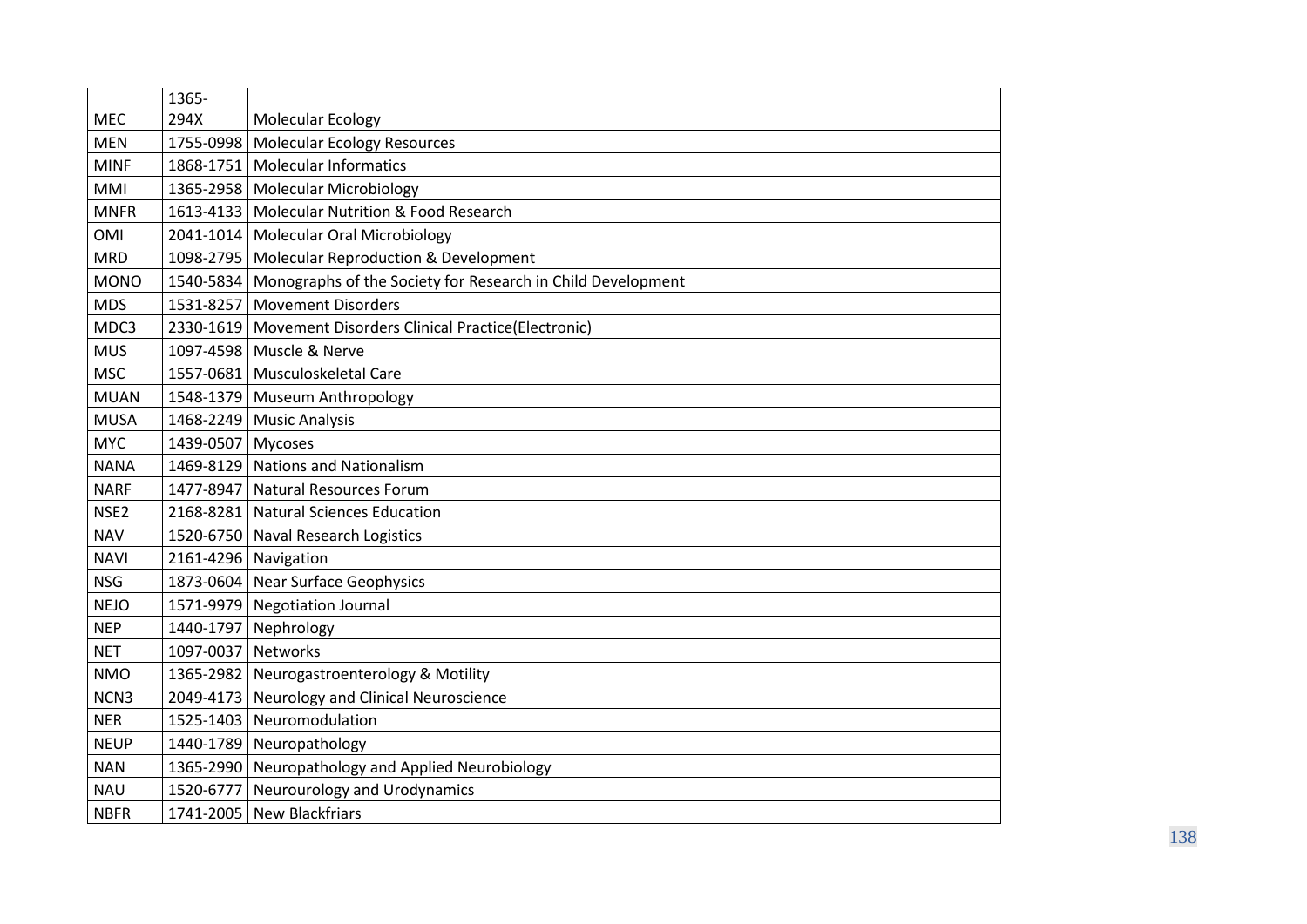| | | |
|---|---|---|
| MEC | 1365-294X | Molecular Ecology |
| MEN | 1755-0998 | Molecular Ecology Resources |
| MINF | 1868-1751 | Molecular Informatics |
| MMI | 1365-2958 | Molecular Microbiology |
| MNFR | 1613-4133 | Molecular Nutrition & Food Research |
| OMI | 2041-1014 | Molecular Oral Microbiology |
| MRD | 1098-2795 | Molecular Reproduction & Development |
| MONO | 1540-5834 | Monographs of the Society for Research in Child Development |
| MDS | 1531-8257 | Movement Disorders |
| MDC3 | 2330-1619 | Movement Disorders Clinical Practice(Electronic) |
| MUS | 1097-4598 | Muscle & Nerve |
| MSC | 1557-0681 | Musculoskeletal Care |
| MUAN | 1548-1379 | Museum Anthropology |
| MUSA | 1468-2249 | Music Analysis |
| MYC | 1439-0507 | Mycoses |
| NANA | 1469-8129 | Nations and Nationalism |
| NARF | 1477-8947 | Natural Resources Forum |
| NSE2 | 2168-8281 | Natural Sciences Education |
| NAV | 1520-6750 | Naval Research Logistics |
| NAVI | 2161-4296 | Navigation |
| NSG | 1873-0604 | Near Surface Geophysics |
| NEJO | 1571-9979 | Negotiation Journal |
| NEP | 1440-1797 | Nephrology |
| NET | 1097-0037 | Networks |
| NMO | 1365-2982 | Neurogastroenterology & Motility |
| NCN3 | 2049-4173 | Neurology and Clinical Neuroscience |
| NER | 1525-1403 | Neuromodulation |
| NEUP | 1440-1789 | Neuropathology |
| NAN | 1365-2990 | Neuropathology and Applied Neurobiology |
| NAU | 1520-6777 | Neurourology and Urodynamics |
| NBFR | 1741-2005 | New Blackfriars |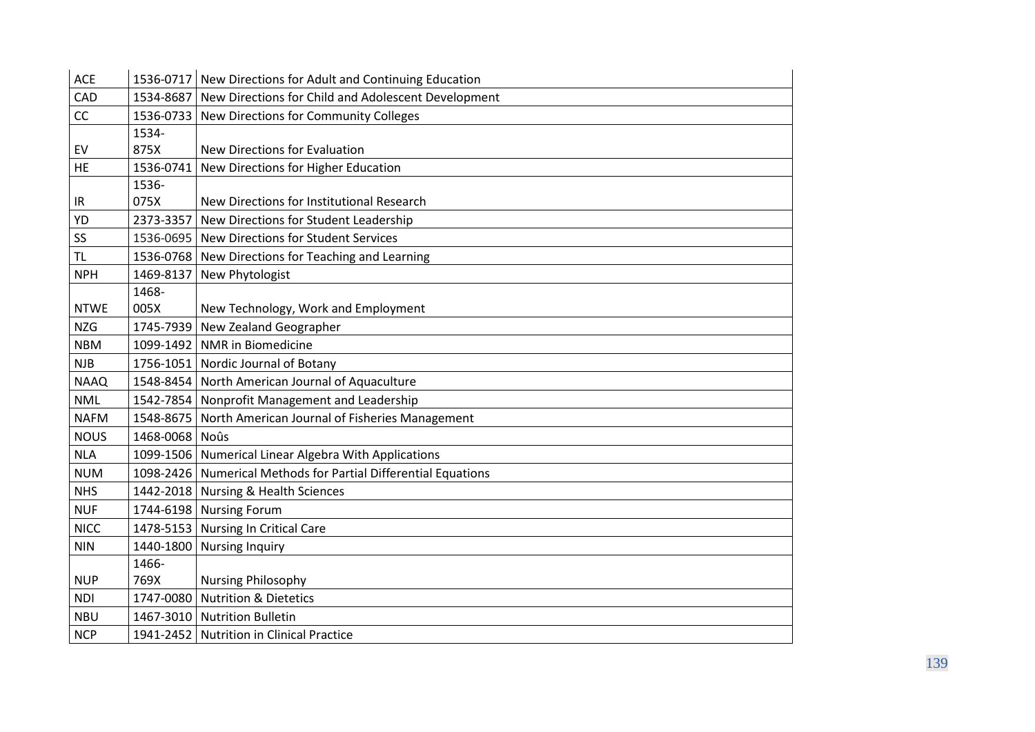| ACE | 1536-0717 | New Directions for Adult and Continuing Education |
|---|---|---|
| CAD | 1534-8687 | New Directions for Child and Adolescent Development |
| CC | 1536-0733 | New Directions for Community Colleges |
| EV | 1534-875X | New Directions for Evaluation |
| HE | 1536-0741 | New Directions for Higher Education |
| IR | 1536-075X | New Directions for Institutional Research |
| YD | 2373-3357 | New Directions for Student Leadership |
| SS | 1536-0695 | New Directions for Student Services |
| TL | 1536-0768 | New Directions for Teaching and Learning |
| NPH | 1469-8137 | New Phytologist |
| NTWE | 1468-005X | New Technology, Work and Employment |
| NZG | 1745-7939 | New Zealand Geographer |
| NBM | 1099-1492 | NMR in Biomedicine |
| NJB | 1756-1051 | Nordic Journal of Botany |
| NAAQ | 1548-8454 | North American Journal of Aquaculture |
| NML | 1542-7854 | Nonprofit Management and Leadership |
| NAFM | 1548-8675 | North American Journal of Fisheries Management |
| NOUS | 1468-0068 | Noûs |
| NLA | 1099-1506 | Numerical Linear Algebra With Applications |
| NUM | 1098-2426 | Numerical Methods for Partial Differential Equations |
| NHS | 1442-2018 | Nursing & Health Sciences |
| NUF | 1744-6198 | Nursing Forum |
| NICC | 1478-5153 | Nursing In Critical Care |
| NIN | 1440-1800 | Nursing Inquiry |
| NUP | 1466-769X | Nursing Philosophy |
| NDI | 1747-0080 | Nutrition & Dietetics |
| NBU | 1467-3010 | Nutrition Bulletin |
| NCP | 1941-2452 | Nutrition in Clinical Practice |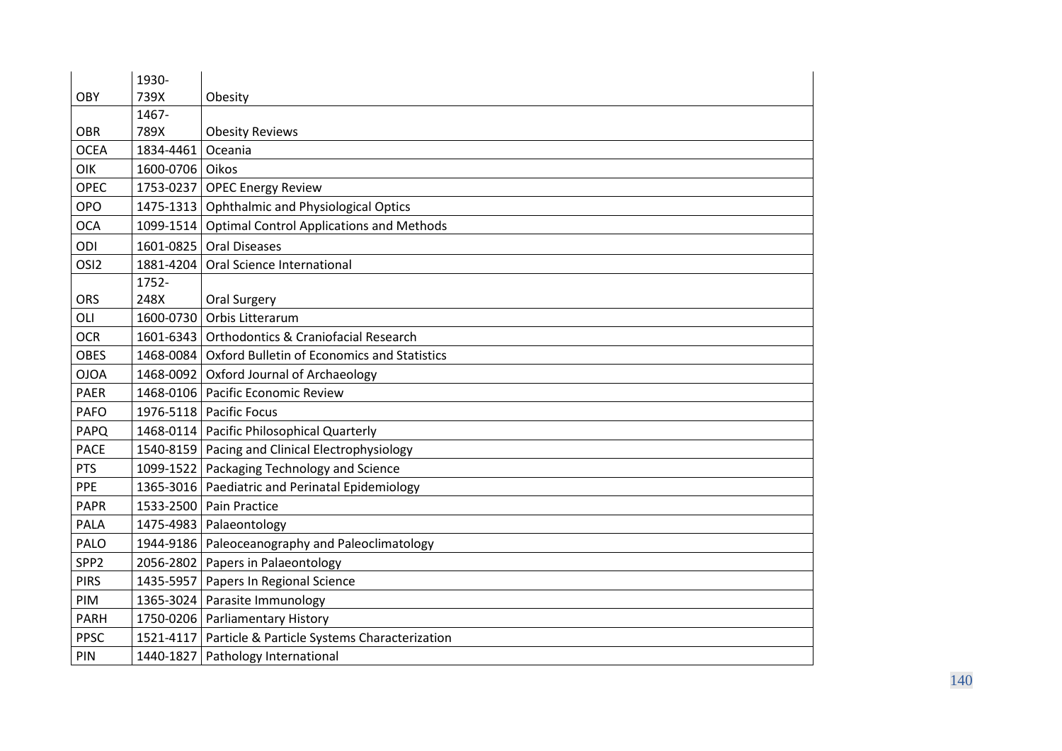| OBY | 1930-739X | Obesity |
|---|---|---|
| OBR | 1467-789X | Obesity Reviews |
| OCEA | 1834-4461 | Oceania |
| OIK | 1600-0706 | Oikos |
| OPEC | 1753-0237 | OPEC Energy Review |
| OPO | 1475-1313 | Ophthalmic and Physiological Optics |
| OCA | 1099-1514 | Optimal Control Applications and Methods |
| ODI | 1601-0825 | Oral Diseases |
| OSI2 | 1881-4204 | Oral Science International |
| ORS | 1752-248X | Oral Surgery |
| OLI | 1600-0730 | Orbis Litterarum |
| OCR | 1601-6343 | Orthodontics & Craniofacial Research |
| OBES | 1468-0084 | Oxford Bulletin of Economics and Statistics |
| OJOA | 1468-0092 | Oxford Journal of Archaeology |
| PAER | 1468-0106 | Pacific Economic Review |
| PAFO | 1976-5118 | Pacific Focus |
| PAPQ | 1468-0114 | Pacific Philosophical Quarterly |
| PACE | 1540-8159 | Pacing and Clinical Electrophysiology |
| PTS | 1099-1522 | Packaging Technology and Science |
| PPE | 1365-3016 | Paediatric and Perinatal Epidemiology |
| PAPR | 1533-2500 | Pain Practice |
| PALA | 1475-4983 | Palaeontology |
| PALO | 1944-9186 | Paleoceanography and Paleoclimatology |
| SPP2 | 2056-2802 | Papers in Palaeontology |
| PIRS | 1435-5957 | Papers In Regional Science |
| PIM | 1365-3024 | Parasite Immunology |
| PARH | 1750-0206 | Parliamentary History |
| PPSC | 1521-4117 | Particle & Particle Systems Characterization |
| PIN | 1440-1827 | Pathology International |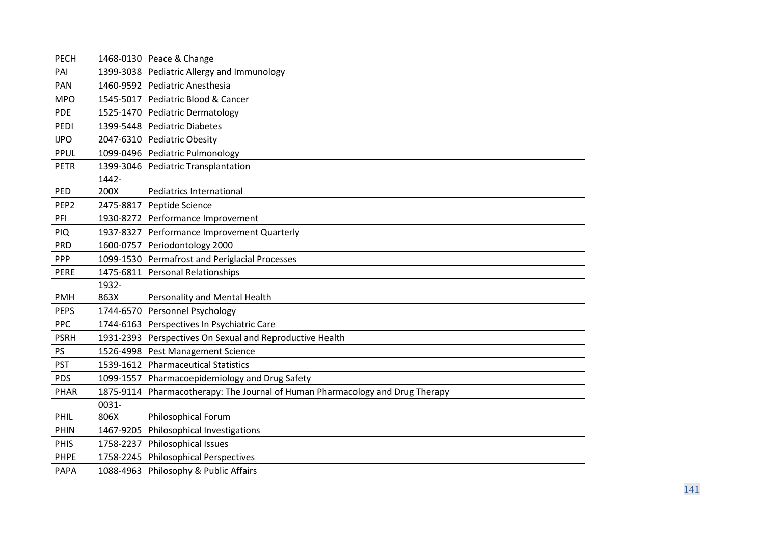| PECH | 1468-0130 | Peace & Change |
|---|---|---|
| PAI | 1399-3038 | Pediatric Allergy and Immunology |
| PAN | 1460-9592 | Pediatric Anesthesia |
| MPO | 1545-5017 | Pediatric Blood & Cancer |
| PDE | 1525-1470 | Pediatric Dermatology |
| PEDI | 1399-5448 | Pediatric Diabetes |
| IJPO | 2047-6310 | Pediatric Obesity |
| PPUL | 1099-0496 | Pediatric Pulmonology |
| PETR | 1399-3046 | Pediatric Transplantation |
| PED | 1442-200X | Pediatrics International |
| PEP2 | 2475-8817 | Peptide Science |
| PFI | 1930-8272 | Performance Improvement |
| PIQ | 1937-8327 | Performance Improvement Quarterly |
| PRD | 1600-0757 | Periodontology 2000 |
| PPP | 1099-1530 | Permafrost and Periglacial Processes |
| PERE | 1475-6811 | Personal Relationships |
| PMH | 1932-863X | Personality and Mental Health |
| PEPS | 1744-6570 | Personnel Psychology |
| PPC | 1744-6163 | Perspectives In Psychiatric Care |
| PSRH | 1931-2393 | Perspectives On Sexual and Reproductive Health |
| PS | 1526-4998 | Pest Management Science |
| PST | 1539-1612 | Pharmaceutical Statistics |
| PDS | 1099-1557 | Pharmacoepidemiology and Drug Safety |
| PHAR | 1875-9114 | Pharmacotherapy: The Journal of Human Pharmacology and Drug Therapy |
| PHIL | 0031-806X | Philosophical Forum |
| PHIN | 1467-9205 | Philosophical Investigations |
| PHIS | 1758-2237 | Philosophical Issues |
| PHPE | 1758-2245 | Philosophical Perspectives |
| PAPA | 1088-4963 | Philosophy & Public Affairs |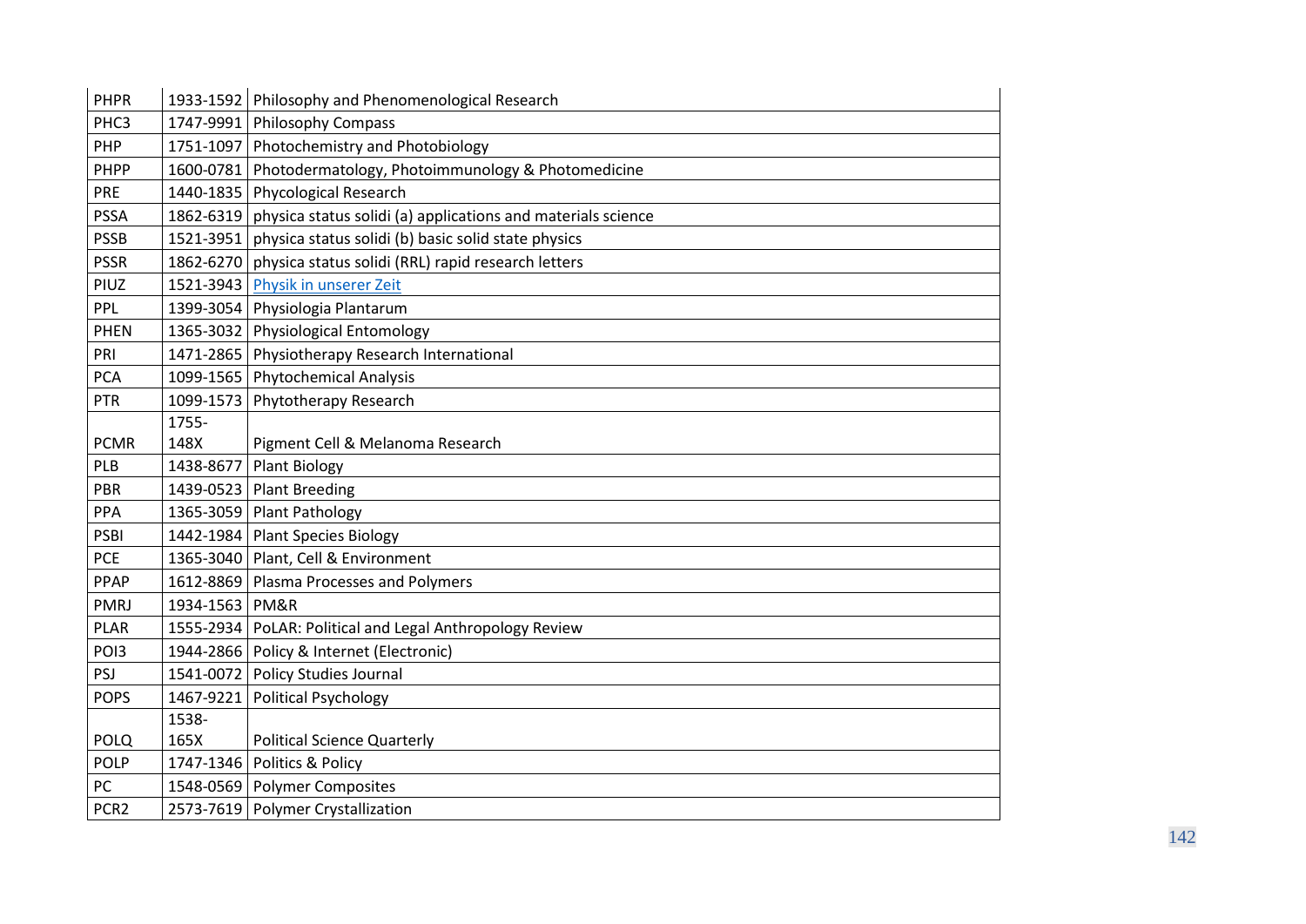| PHPR | 1933-1592 | Philosophy and Phenomenological Research |
|---|---|---|
| PHC3 | 1747-9991 | Philosophy Compass |
| PHP | 1751-1097 | Photochemistry and Photobiology |
| PHPP | 1600-0781 | Photodermatology, Photoimmunology & Photomedicine |
| PRE | 1440-1835 | Phycological Research |
| PSSA | 1862-6319 | physica status solidi (a) applications and materials science |
| PSSB | 1521-3951 | physica status solidi (b) basic solid state physics |
| PSSR | 1862-6270 | physica status solidi (RRL) rapid research letters |
| PIUZ | 1521-3943 | Physik in unserer Zeit |
| PPL | 1399-3054 | Physiologia Plantarum |
| PHEN | 1365-3032 | Physiological Entomology |
| PRI | 1471-2865 | Physiotherapy Research International |
| PCA | 1099-1565 | Phytochemical Analysis |
| PTR | 1099-1573 | Phytotherapy Research |
| PCMR | 1755-148X | Pigment Cell & Melanoma Research |
| PLB | 1438-8677 | Plant Biology |
| PBR | 1439-0523 | Plant Breeding |
| PPA | 1365-3059 | Plant Pathology |
| PSBI | 1442-1984 | Plant Species Biology |
| PCE | 1365-3040 | Plant, Cell & Environment |
| PPAP | 1612-8869 | Plasma Processes and Polymers |
| PMRJ | 1934-1563 | PM&R |
| PLAR | 1555-2934 | PoLAR: Political and Legal Anthropology Review |
| POI3 | 1944-2866 | Policy & Internet (Electronic) |
| PSJ | 1541-0072 | Policy Studies Journal |
| POPS | 1467-9221 | Political Psychology |
| POLQ | 1538-165X | Political Science Quarterly |
| POLP | 1747-1346 | Politics & Policy |
| PC | 1548-0569 | Polymer Composites |
| PCR2 | 2573-7619 | Polymer Crystallization |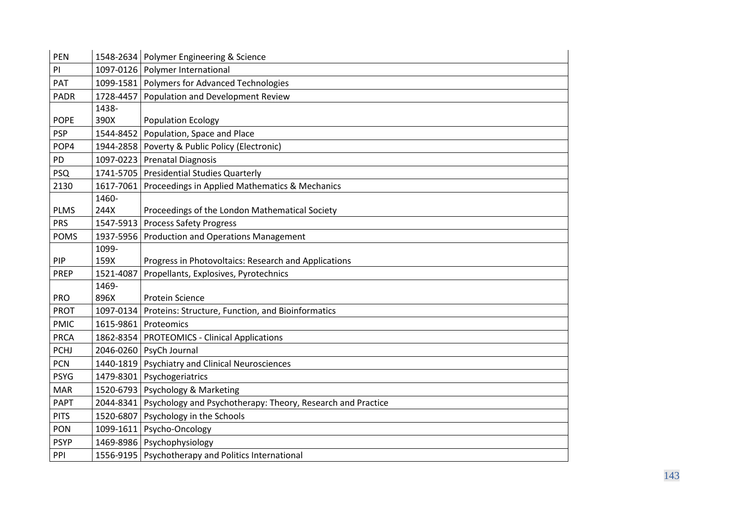| PEN | 1548-2634 | Polymer Engineering & Science |
|---|---|---|
| PI | 1097-0126 | Polymer International |
| PAT | 1099-1581 | Polymers for Advanced Technologies |
| PADR | 1728-4457 | Population and Development Review |
| POPE | 1438-390X | Population Ecology |
| PSP | 1544-8452 | Population, Space and Place |
| POP4 | 1944-2858 | Poverty & Public Policy (Electronic) |
| PD | 1097-0223 | Prenatal Diagnosis |
| PSQ | 1741-5705 | Presidential Studies Quarterly |
| 2130 | 1617-7061 | Proceedings in Applied Mathematics & Mechanics |
| PLMS | 1460-244X | Proceedings of the London Mathematical Society |
| PRS | 1547-5913 | Process Safety Progress |
| POMS | 1937-5956 | Production and Operations Management |
| PIP | 1099-159X | Progress in Photovoltaics: Research and Applications |
| PREP | 1521-4087 | Propellants, Explosives, Pyrotechnics |
| PRO | 1469-896X | Protein Science |
| PROT | 1097-0134 | Proteins: Structure, Function, and Bioinformatics |
| PMIC | 1615-9861 | Proteomics |
| PRCA | 1862-8354 | PROTEOMICS - Clinical Applications |
| PCHJ | 2046-0260 | PsyCh Journal |
| PCN | 1440-1819 | Psychiatry and Clinical Neurosciences |
| PSYG | 1479-8301 | Psychogeriatrics |
| MAR | 1520-6793 | Psychology & Marketing |
| PAPT | 2044-8341 | Psychology and Psychotherapy: Theory, Research and Practice |
| PITS | 1520-6807 | Psychology in the Schools |
| PON | 1099-1611 | Psycho-Oncology |
| PSYP | 1469-8986 | Psychophysiology |
| PPI | 1556-9195 | Psychotherapy and Politics International |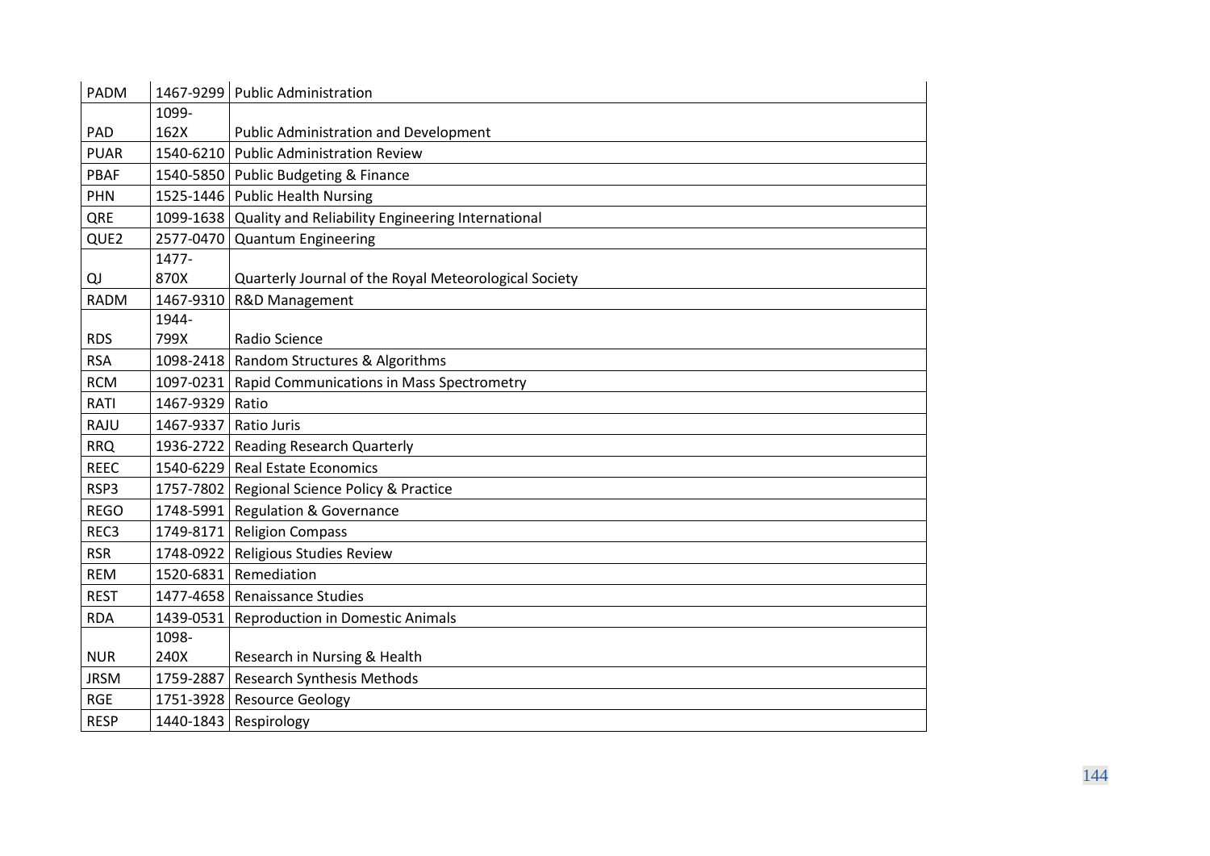| | | |
|---|---|---|
| PADM | 1467-9299 | Public Administration |
| PAD | 1099-162X | Public Administration and Development |
| PUAR | 1540-6210 | Public Administration Review |
| PBAF | 1540-5850 | Public Budgeting & Finance |
| PHN | 1525-1446 | Public Health Nursing |
| QRE | 1099-1638 | Quality and Reliability Engineering International |
| QUE2 | 2577-0470 | Quantum Engineering |
| QJ | 1477-870X | Quarterly Journal of the Royal Meteorological Society |
| RADM | 1467-9310 | R&D Management |
| RDS | 1944-799X | Radio Science |
| RSA | 1098-2418 | Random Structures & Algorithms |
| RCM | 1097-0231 | Rapid Communications in Mass Spectrometry |
| RATI | 1467-9329 | Ratio |
| RAJU | 1467-9337 | Ratio Juris |
| RRQ | 1936-2722 | Reading Research Quarterly |
| REEC | 1540-6229 | Real Estate Economics |
| RSP3 | 1757-7802 | Regional Science Policy & Practice |
| REGO | 1748-5991 | Regulation & Governance |
| REC3 | 1749-8171 | Religion Compass |
| RSR | 1748-0922 | Religious Studies Review |
| REM | 1520-6831 | Remediation |
| REST | 1477-4658 | Renaissance Studies |
| RDA | 1439-0531 | Reproduction in Domestic Animals |
| NUR | 1098-240X | Research in Nursing & Health |
| JRSM | 1759-2887 | Research Synthesis Methods |
| RGE | 1751-3928 | Resource Geology |
| RESP | 1440-1843 | Respirology |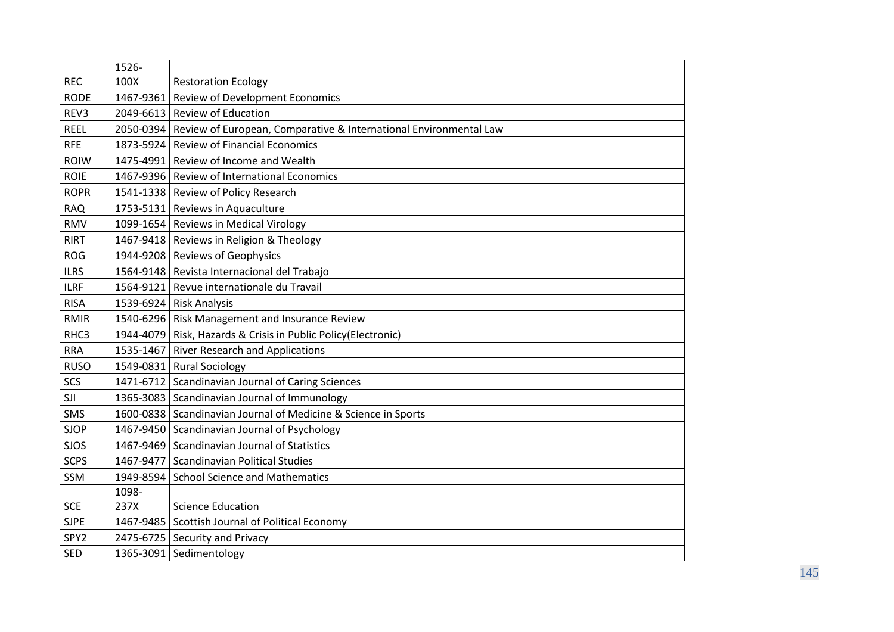| | | |
|---|---|---|
| REC | 1526-100X | Restoration Ecology |
| RODE | 1467-9361 | Review of Development Economics |
| REV3 | 2049-6613 | Review of Education |
| REEL | 2050-0394 | Review of European, Comparative & International Environmental Law |
| RFE | 1873-5924 | Review of Financial Economics |
| ROIW | 1475-4991 | Review of Income and Wealth |
| ROIE | 1467-9396 | Review of International Economics |
| ROPR | 1541-1338 | Review of Policy Research |
| RAQ | 1753-5131 | Reviews in Aquaculture |
| RMV | 1099-1654 | Reviews in Medical Virology |
| RIRT | 1467-9418 | Reviews in Religion & Theology |
| ROG | 1944-9208 | Reviews of Geophysics |
| ILRS | 1564-9148 | Revista Internacional del Trabajo |
| ILRF | 1564-9121 | Revue internationale du Travail |
| RISA | 1539-6924 | Risk Analysis |
| RMIR | 1540-6296 | Risk Management and Insurance Review |
| RHC3 | 1944-4079 | Risk, Hazards & Crisis in Public Policy(Electronic) |
| RRA | 1535-1467 | River Research and Applications |
| RUSO | 1549-0831 | Rural Sociology |
| SCS | 1471-6712 | Scandinavian Journal of Caring Sciences |
| SJI | 1365-3083 | Scandinavian Journal of Immunology |
| SMS | 1600-0838 | Scandinavian Journal of Medicine & Science in Sports |
| SJOP | 1467-9450 | Scandinavian Journal of Psychology |
| SJOS | 1467-9469 | Scandinavian Journal of Statistics |
| SCPS | 1467-9477 | Scandinavian Political Studies |
| SSM | 1949-8594 | School Science and Mathematics |
| SCE | 1098-237X | Science Education |
| SJPE | 1467-9485 | Scottish Journal of Political Economy |
| SPY2 | 2475-6725 | Security and Privacy |
| SED | 1365-3091 | Sedimentology |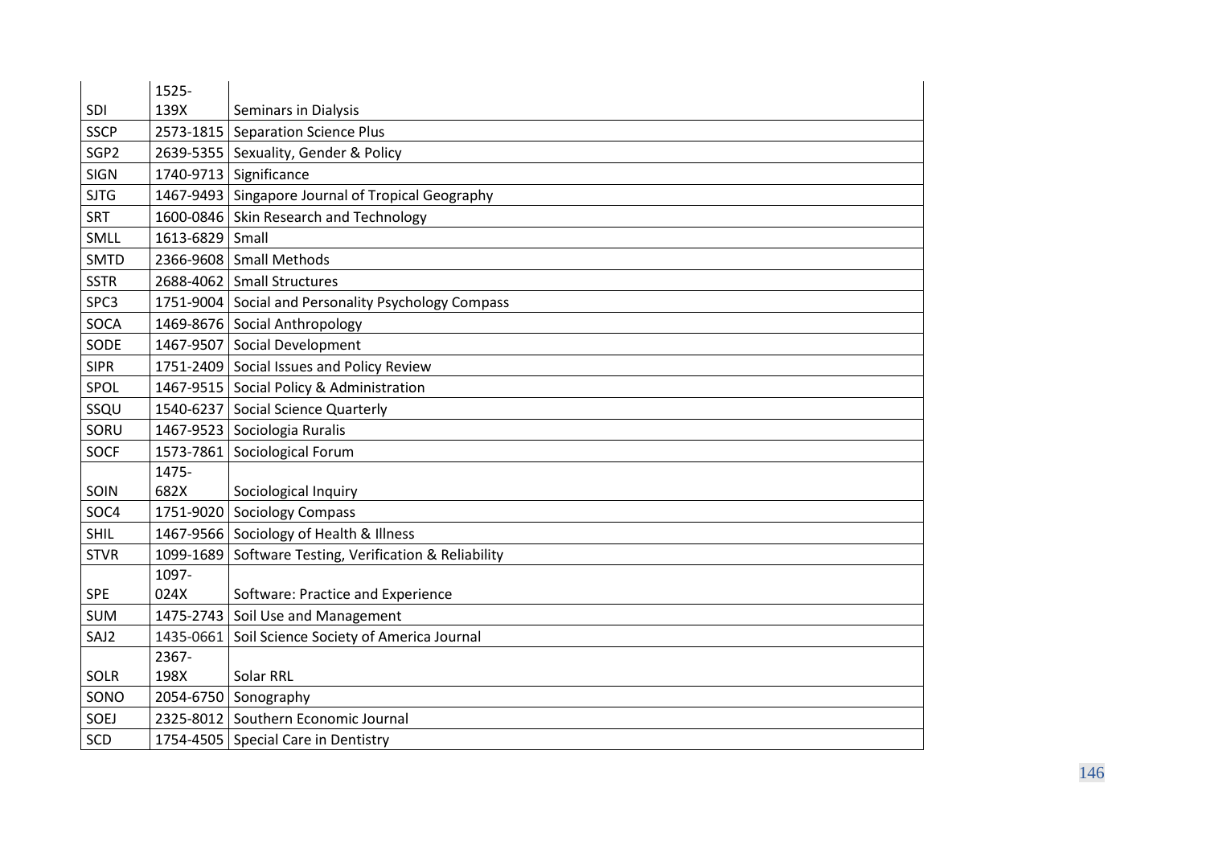| SDI | 1525-139X | Seminars in Dialysis |
|---|---|---|
| SSCP | 2573-1815 | Separation Science Plus |
| SGP2 | 2639-5355 | Sexuality, Gender & Policy |
| SIGN | 1740-9713 | Significance |
| SJTG | 1467-9493 | Singapore Journal of Tropical Geography |
| SRT | 1600-0846 | Skin Research and Technology |
| SMLL | 1613-6829 | Small |
| SMTD | 2366-9608 | Small Methods |
| SSTR | 2688-4062 | Small Structures |
| SPC3 | 1751-9004 | Social and Personality Psychology Compass |
| SOCA | 1469-8676 | Social Anthropology |
| SODE | 1467-9507 | Social Development |
| SIPR | 1751-2409 | Social Issues and Policy Review |
| SPOL | 1467-9515 | Social Policy & Administration |
| SSQU | 1540-6237 | Social Science Quarterly |
| SORU | 1467-9523 | Sociologia Ruralis |
| SOCF | 1573-7861 | Sociological Forum |
| SOIN | 1475-682X | Sociological Inquiry |
| SOC4 | 1751-9020 | Sociology Compass |
| SHIL | 1467-9566 | Sociology of Health & Illness |
| STVR | 1099-1689 | Software Testing, Verification & Reliability |
| SPE | 1097-024X | Software: Practice and Experience |
| SUM | 1475-2743 | Soil Use and Management |
| SAJ2 | 1435-0661 | Soil Science Society of America Journal |
| SOLR | 2367-198X | Solar RRL |
| SONO | 2054-6750 | Sonography |
| SOEJ | 2325-8012 | Southern Economic Journal |
| SCD | 1754-4505 | Special Care in Dentistry |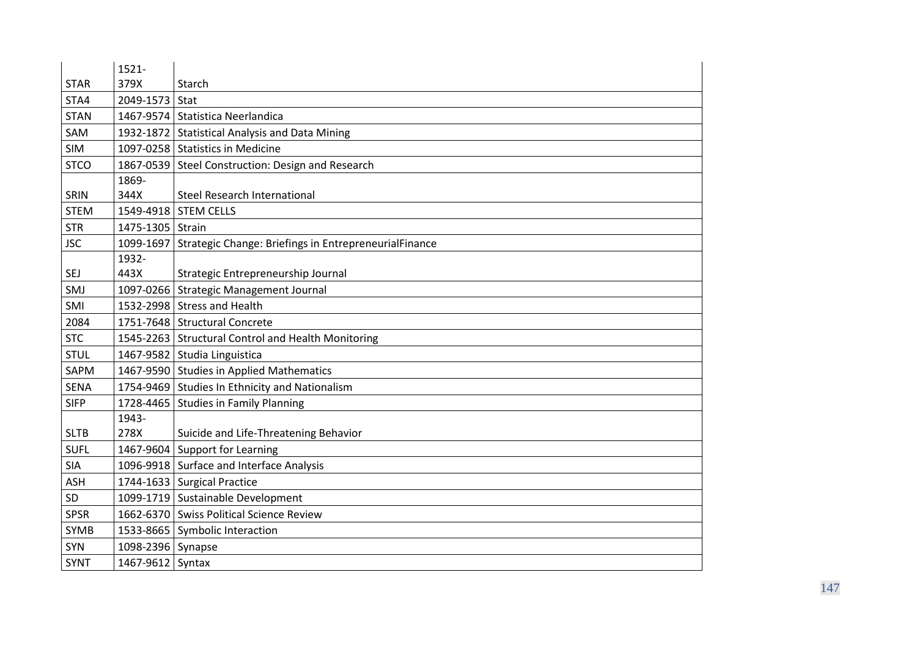| | | |
|---|---|---|
| STAR | 1521-379X | Starch |
| STA4 | 2049-1573 | Stat |
| STAN | 1467-9574 | Statistica Neerlandica |
| SAM | 1932-1872 | Statistical Analysis and Data Mining |
| SIM | 1097-0258 | Statistics in Medicine |
| STCO | 1867-0539 | Steel Construction: Design and Research |
| SRIN | 1869-344X | Steel Research International |
| STEM | 1549-4918 | STEM CELLS |
| STR | 1475-1305 | Strain |
| JSC | 1099-1697 | Strategic Change: Briefings in EntrepreneurialFinance |
| SEJ | 1932-443X | Strategic Entrepreneurship Journal |
| SMJ | 1097-0266 | Strategic Management Journal |
| SMI | 1532-2998 | Stress and Health |
| 2084 | 1751-7648 | Structural Concrete |
| STC | 1545-2263 | Structural Control and Health Monitoring |
| STUL | 1467-9582 | Studia Linguistica |
| SAPM | 1467-9590 | Studies in Applied Mathematics |
| SENA | 1754-9469 | Studies In Ethnicity and Nationalism |
| SIFP | 1728-4465 | Studies in Family Planning |
| SLTB | 1943-278X | Suicide and Life-Threatening Behavior |
| SUFL | 1467-9604 | Support for Learning |
| SIA | 1096-9918 | Surface and Interface Analysis |
| ASH | 1744-1633 | Surgical Practice |
| SD | 1099-1719 | Sustainable Development |
| SPSR | 1662-6370 | Swiss Political Science Review |
| SYMB | 1533-8665 | Symbolic Interaction |
| SYN | 1098-2396 | Synapse |
| SYNT | 1467-9612 | Syntax |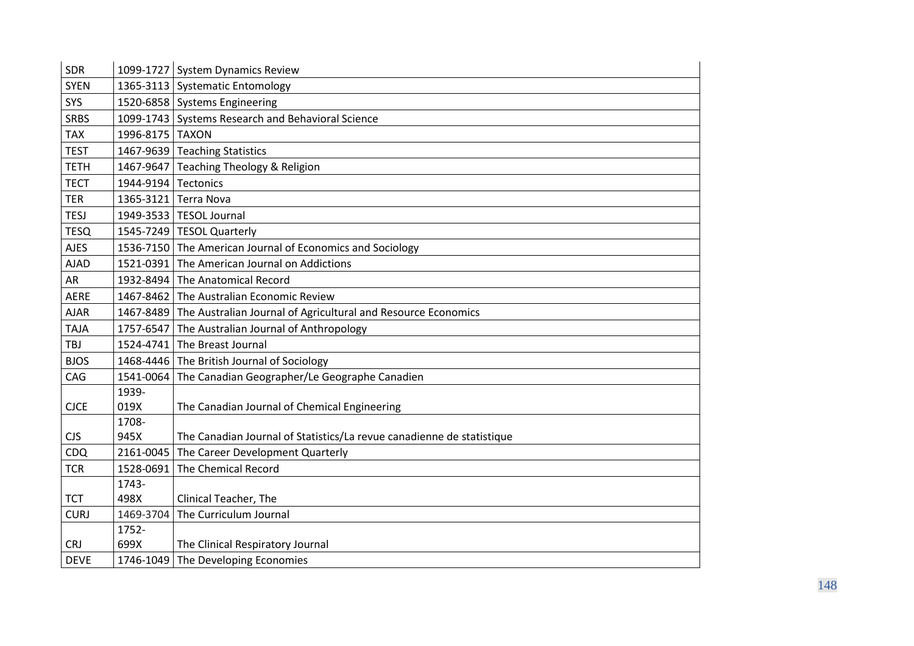| SDR | 1099-1727 | System Dynamics Review |
|---|---|---|
| SYEN | 1365-3113 | Systematic Entomology |
| SYS | 1520-6858 | Systems Engineering |
| SRBS | 1099-1743 | Systems Research and Behavioral Science |
| TAX | 1996-8175 | TAXON |
| TEST | 1467-9639 | Teaching Statistics |
| TETH | 1467-9647 | Teaching Theology & Religion |
| TECT | 1944-9194 | Tectonics |
| TER | 1365-3121 | Terra Nova |
| TESJ | 1949-3533 | TESOL Journal |
| TESQ | 1545-7249 | TESOL Quarterly |
| AJES | 1536-7150 | The American Journal of Economics and Sociology |
| AJAD | 1521-0391 | The American Journal on Addictions |
| AR | 1932-8494 | The Anatomical Record |
| AERE | 1467-8462 | The Australian Economic Review |
| AJAR | 1467-8489 | The Australian Journal of Agricultural and Resource Economics |
| TAJA | 1757-6547 | The Australian Journal of Anthropology |
| TBJ | 1524-4741 | The Breast Journal |
| BJOS | 1468-4446 | The British Journal of Sociology |
| CAG | 1541-0064 | The Canadian Geographer/Le Geographe Canadien |
| CJCE | 1939-019X | The Canadian Journal of Chemical Engineering |
| CJS | 1708-945X | The Canadian Journal of Statistics/La revue canadienne de statistique |
| CDQ | 2161-0045 | The Career Development Quarterly |
| TCR | 1528-0691 | The Chemical Record |
| TCT | 1743-498X | Clinical Teacher, The |
| CURJ | 1469-3704 | The Curriculum Journal |
| CRJ | 1752-699X | The Clinical Respiratory Journal |
| DEVE | 1746-1049 | The Developing Economies |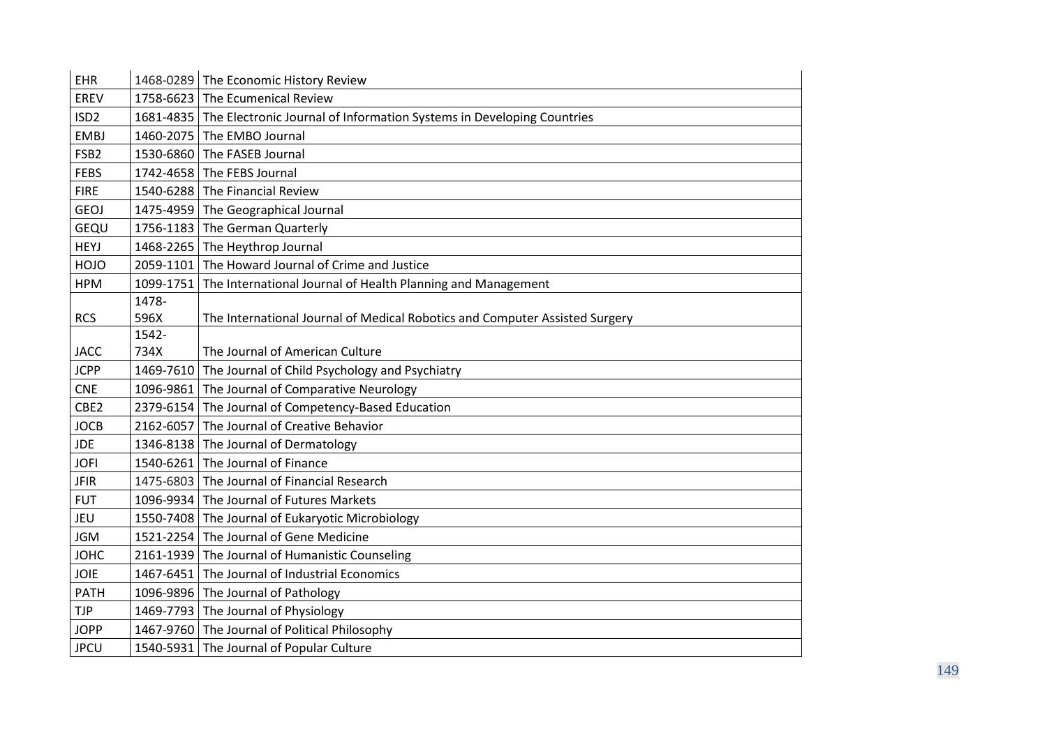| | | |
|---|---|---|
| EHR | 1468-0289 | The Economic History Review |
| EREV | 1758-6623 | The Ecumenical Review |
| ISD2 | 1681-4835 | The Electronic Journal of Information Systems in Developing Countries |
| EMBJ | 1460-2075 | The EMBO Journal |
| FSB2 | 1530-6860 | The FASEB Journal |
| FEBS | 1742-4658 | The FEBS Journal |
| FIRE | 1540-6288 | The Financial Review |
| GEOJ | 1475-4959 | The Geographical Journal |
| GEQU | 1756-1183 | The German Quarterly |
| HEYJ | 1468-2265 | The Heythrop Journal |
| HOJO | 2059-1101 | The Howard Journal of Crime and Justice |
| HPM | 1099-1751 | The International Journal of Health Planning and Management |
| RCS | 1478-596X | The International Journal of Medical Robotics and Computer Assisted Surgery |
| JACC | 1542-734X | The Journal of American Culture |
| JCPP | 1469-7610 | The Journal of Child Psychology and Psychiatry |
| CNE | 1096-9861 | The Journal of Comparative Neurology |
| CBE2 | 2379-6154 | The Journal of Competency-Based Education |
| JOCB | 2162-6057 | The Journal of Creative Behavior |
| JDE | 1346-8138 | The Journal of Dermatology |
| JOFI | 1540-6261 | The Journal of Finance |
| JFIR | 1475-6803 | The Journal of Financial Research |
| FUT | 1096-9934 | The Journal of Futures Markets |
| JEU | 1550-7408 | The Journal of Eukaryotic Microbiology |
| JGM | 1521-2254 | The Journal of Gene Medicine |
| JOHC | 2161-1939 | The Journal of Humanistic Counseling |
| JOIE | 1467-6451 | The Journal of Industrial Economics |
| PATH | 1096-9896 | The Journal of Pathology |
| TJP | 1469-7793 | The Journal of Physiology |
| JOPP | 1467-9760 | The Journal of Political Philosophy |
| JPCU | 1540-5931 | The Journal of Popular Culture |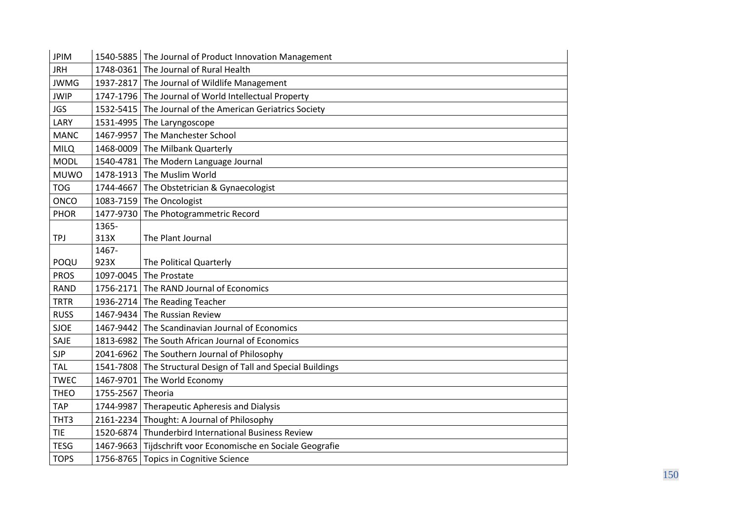| JPIM | 1540-5885 | The Journal of Product Innovation Management |
|---|---|---|
| JRH | 1748-0361 | The Journal of Rural Health |
| JWMG | 1937-2817 | The Journal of Wildlife Management |
| JWIP | 1747-1796 | The Journal of World Intellectual Property |
| JGS | 1532-5415 | The Journal of the American Geriatrics Society |
| LARY | 1531-4995 | The Laryngoscope |
| MANC | 1467-9957 | The Manchester School |
| MILQ | 1468-0009 | The Milbank Quarterly |
| MODL | 1540-4781 | The Modern Language Journal |
| MUWO | 1478-1913 | The Muslim World |
| TOG | 1744-4667 | The Obstetrician & Gynaecologist |
| ONCO | 1083-7159 | The Oncologist |
| PHOR | 1477-9730 | The Photogrammetric Record |
| TPJ | 1365-313X | The Plant Journal |
| POQU | 1467-923X | The Political Quarterly |
| PROS | 1097-0045 | The Prostate |
| RAND | 1756-2171 | The RAND Journal of Economics |
| TRTR | 1936-2714 | The Reading Teacher |
| RUSS | 1467-9434 | The Russian Review |
| SJOE | 1467-9442 | The Scandinavian Journal of Economics |
| SAJE | 1813-6982 | The South African Journal of Economics |
| SJP | 2041-6962 | The Southern Journal of Philosophy |
| TAL | 1541-7808 | The Structural Design of Tall and Special Buildings |
| TWEC | 1467-9701 | The World Economy |
| THEO | 1755-2567 | Theoria |
| TAP | 1744-9987 | Therapeutic Apheresis and Dialysis |
| THT3 | 2161-2234 | Thought: A Journal of Philosophy |
| TIE | 1520-6874 | Thunderbird International Business Review |
| TESG | 1467-9663 | Tijdschrift voor Economische en Sociale Geografie |
| TOPS | 1756-8765 | Topics in Cognitive Science |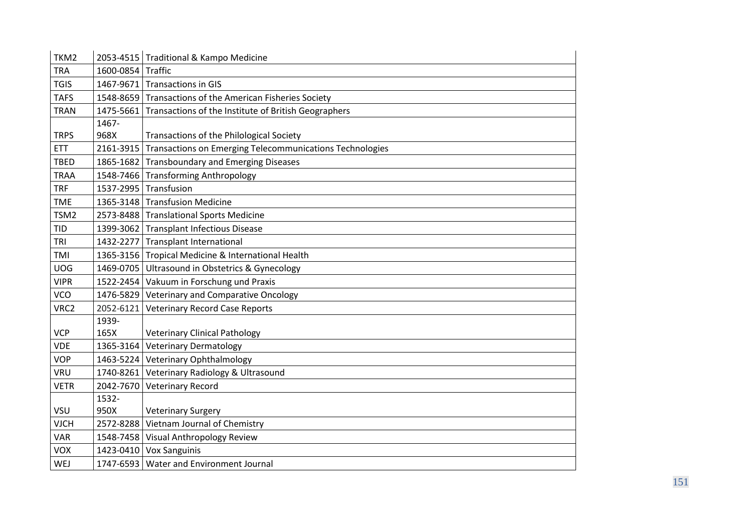| TKM2 | 2053-4515 | Traditional & Kampo Medicine |
|---|---|---|
| TRA | 1600-0854 | Traffic |
| TGIS | 1467-9671 | Transactions in GIS |
| TAFS | 1548-8659 | Transactions of the American Fisheries Society |
| TRAN | 1475-5661 | Transactions of the Institute of British Geographers |
| TRPS | 1467-968X | Transactions of the Philological Society |
| ETT | 2161-3915 | Transactions on Emerging Telecommunications Technologies |
| TBED | 1865-1682 | Transboundary and Emerging Diseases |
| TRAA | 1548-7466 | Transforming Anthropology |
| TRF | 1537-2995 | Transfusion |
| TME | 1365-3148 | Transfusion Medicine |
| TSM2 | 2573-8488 | Translational Sports Medicine |
| TID | 1399-3062 | Transplant Infectious Disease |
| TRI | 1432-2277 | Transplant International |
| TMI | 1365-3156 | Tropical Medicine & International Health |
| UOG | 1469-0705 | Ultrasound in Obstetrics & Gynecology |
| VIPR | 1522-2454 | Vakuum in Forschung und Praxis |
| VCO | 1476-5829 | Veterinary and Comparative Oncology |
| VRC2 | 2052-6121 | Veterinary Record Case Reports |
| VCP | 1939-165X | Veterinary Clinical Pathology |
| VDE | 1365-3164 | Veterinary Dermatology |
| VOP | 1463-5224 | Veterinary Ophthalmology |
| VRU | 1740-8261 | Veterinary Radiology & Ultrasound |
| VETR | 2042-7670 | Veterinary Record |
| VSU | 1532-950X | Veterinary Surgery |
| VJCH | 2572-8288 | Vietnam Journal of Chemistry |
| VAR | 1548-7458 | Visual Anthropology Review |
| VOX | 1423-0410 | Vox Sanguinis |
| WEJ | 1747-6593 | Water and Environment Journal |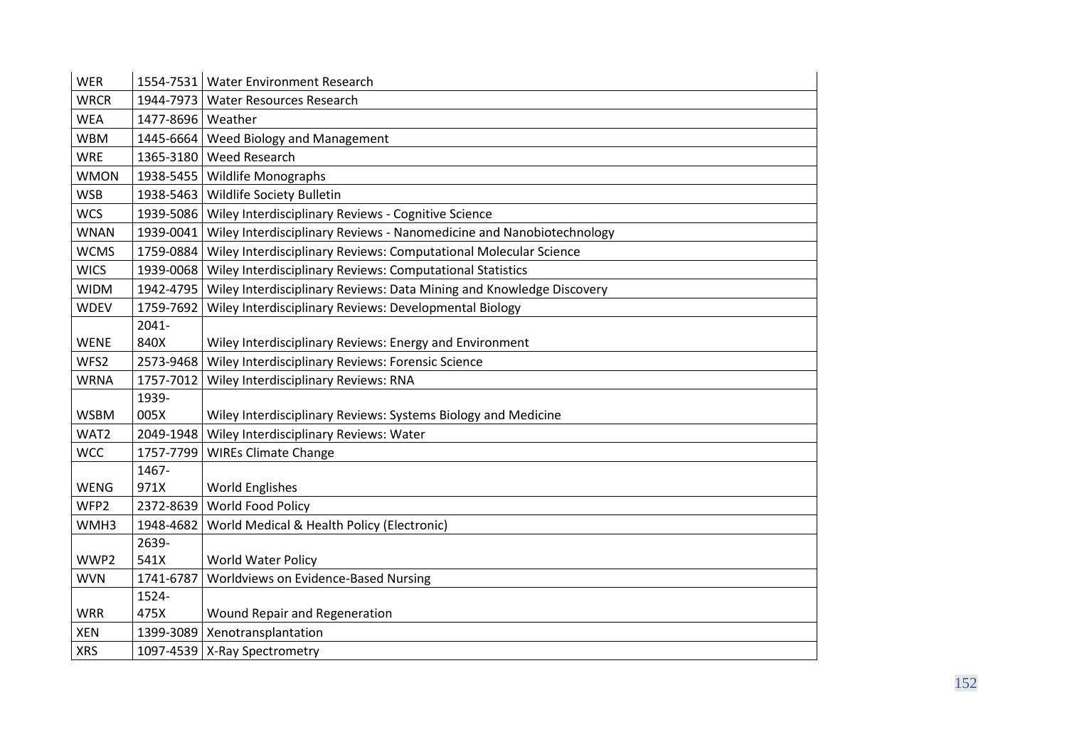| WER | 1554-7531 | Water Environment Research |
|---|---|---|
| WRCR | 1944-7973 | Water Resources Research |
| WEA | 1477-8696 | Weather |
| WBM | 1445-6664 | Weed Biology and Management |
| WRE | 1365-3180 | Weed Research |
| WMON | 1938-5455 | Wildlife Monographs |
| WSB | 1938-5463 | Wildlife Society Bulletin |
| WCS | 1939-5086 | Wiley Interdisciplinary Reviews - Cognitive Science |
| WNAN | 1939-0041 | Wiley Interdisciplinary Reviews - Nanomedicine and Nanobiotechnology |
| WCMS | 1759-0884 | Wiley Interdisciplinary Reviews: Computational Molecular Science |
| WICS | 1939-0068 | Wiley Interdisciplinary Reviews: Computational Statistics |
| WIDM | 1942-4795 | Wiley Interdisciplinary Reviews: Data Mining and Knowledge Discovery |
| WDEV | 1759-7692 | Wiley Interdisciplinary Reviews: Developmental Biology |
| WENE | 2041-840X | Wiley Interdisciplinary Reviews: Energy and Environment |
| WFS2 | 2573-9468 | Wiley Interdisciplinary Reviews: Forensic Science |
| WRNA | 1757-7012 | Wiley Interdisciplinary Reviews: RNA |
| WSBM | 1939-005X | Wiley Interdisciplinary Reviews: Systems Biology and Medicine |
| WAT2 | 2049-1948 | Wiley Interdisciplinary Reviews: Water |
| WCC | 1757-7799 | WIREs Climate Change |
| WENG | 1467-971X | World Englishes |
| WFP2 | 2372-8639 | World Food Policy |
| WMH3 | 1948-4682 | World Medical & Health Policy (Electronic) |
| WWP2 | 2639-541X | World Water Policy |
| WVN | 1741-6787 | Worldviews on Evidence-Based Nursing |
| WRR | 1524-475X | Wound Repair and Regeneration |
| XEN | 1399-3089 | Xenotransplantation |
| XRS | 1097-4539 | X-Ray Spectrometry |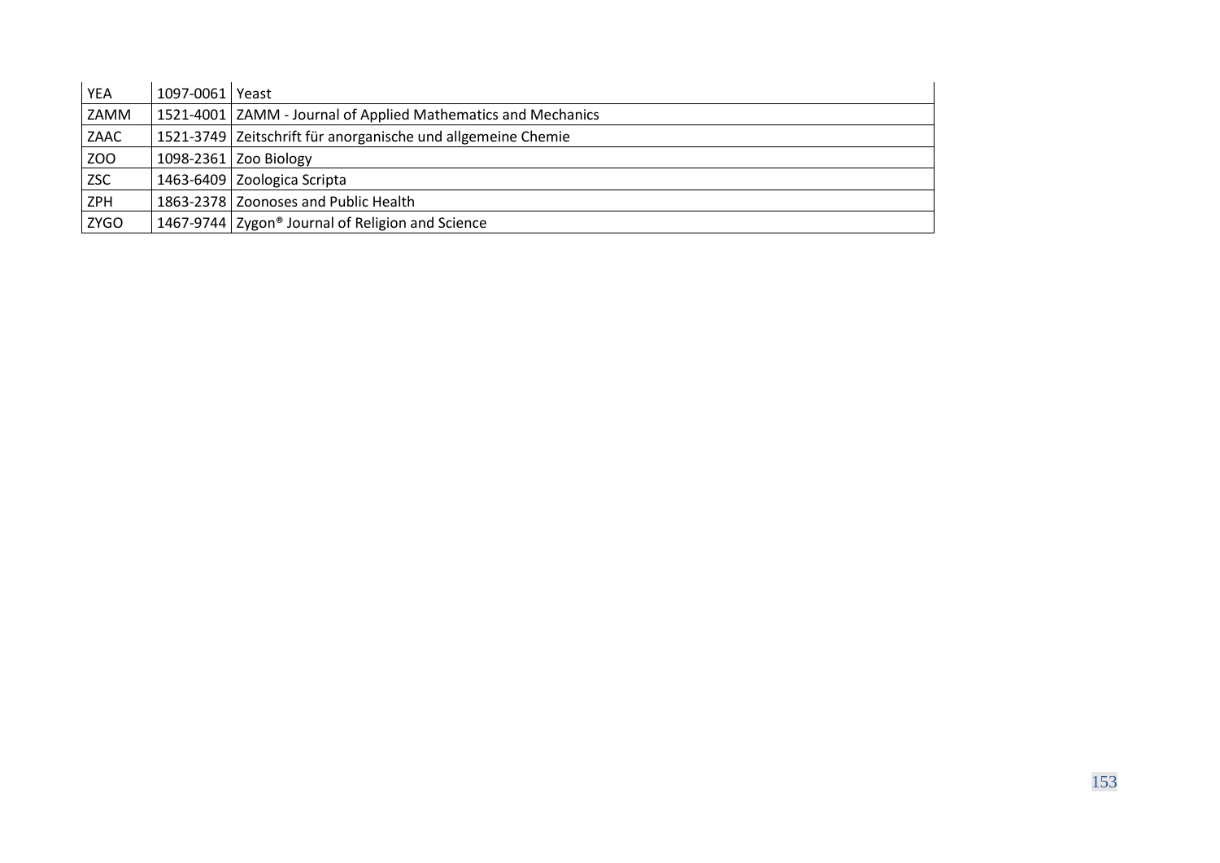| | | |
|---|---|---|
| YEA | 1097-0061 | Yeast |
| ZAMM | 1521-4001 | ZAMM - Journal of Applied Mathematics and Mechanics |
| ZAAC | 1521-3749 | Zeitschrift für anorganische und allgemeine Chemie |
| ZOO | 1098-2361 | Zoo Biology |
| ZSC | 1463-6409 | Zoologica Scripta |
| ZPH | 1863-2378 | Zoonoses and Public Health |
| ZYGO | 1467-9744 | Zygon® Journal of Religion and Science |